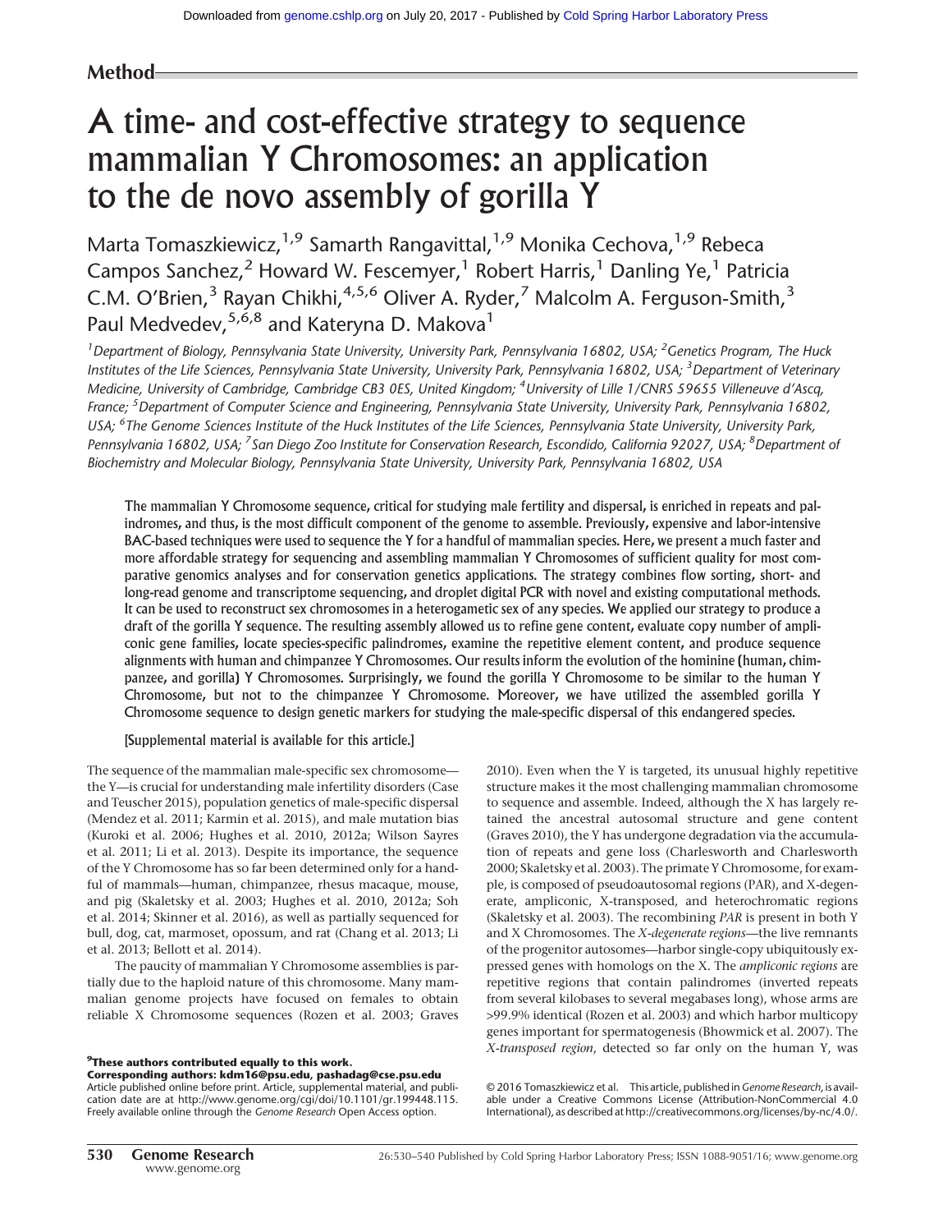Method

# A time- and cost-effective strategy to sequence mammalian Y Chromosomes: an application to the de novo assembly of gorilla Y

Marta Tomaszkiewicz,[1,9] Samarth Rangavittal,[1,9] Monika Cechova,[1,9] Rebeca Campos Sanchez,[2] Howard W. Fescemyer,[1] Robert Harris,[1] Danling Ye,[1] Patricia C.M. O'Brien,[3] Rayan Chikhi,[4,5,6] Oliver A. Ryder,[7] Malcolm A. Ferguson-Smith,[3] Paul Medvedev,[5,6,8] and Kateryna D. Makova[1]

[1]*Department of Biology, Pennsylvania State University, University Park, Pennsylvania 16802, USA;* [2]*Genetics Program, The Huck Institutes of the Life Sciences, Pennsylvania State University, University Park, Pennsylvania 16802, USA;* [3]*Department of Veterinary Medicine, University of Cambridge, Cambridge CB3 0ES, United Kingdom;* [4]*University of Lille 1/CNRS 59655 Villeneuve d'Ascq, France;* [5]*Department of Computer Science and Engineering, Pennsylvania State University, University Park, Pennsylvania 16802, USA;* [6]*The Genome Sciences Institute of the Huck Institutes of the Life Sciences, Pennsylvania State University, University Park, Pennsylvania 16802, USA;* [7]*San Diego Zoo Institute for Conservation Research, Escondido, California 92027, USA;* [8]*Department of Biochemistry and Molecular Biology, Pennsylvania State University, University Park, Pennsylvania 16802, USA*

**The mammalian Y Chromosome sequence, critical for studying male fertility and dispersal, is enriched in repeats and palindromes, and thus, is the most difficult component of the genome to assemble. Previously, expensive and labor-intensive BAC-based techniques were used to sequence the Y for a handful of mammalian species. Here, we present a much faster and more affordable strategy for sequencing and assembling mammalian Y Chromosomes of sufficient quality for most comparative genomics analyses and for conservation genetics applications. The strategy combines flow sorting, short- and long-read genome and transcriptome sequencing, and droplet digital PCR with novel and existing computational methods. It can be used to reconstruct sex chromosomes in a heterogametic sex of any species. We applied our strategy to produce a draft of the gorilla Y sequence. The resulting assembly allowed us to refine gene content, evaluate copy number of ampliconic gene families, locate species-specific palindromes, examine the repetitive element content, and produce sequence alignments with human and chimpanzee Y Chromosomes. Our results inform the evolution of the hominine (human, chimpanzee, and gorilla) Y Chromosomes. Surprisingly, we found the gorilla Y Chromosome to be similar to the human Y Chromosome, but not to the chimpanzee Y Chromosome. Moreover, we have utilized the assembled gorilla Y Chromosome sequence to design genetic markers for studying the male-specific dispersal of this endangered species.**

**[Supplemental material is available for this article.]**

The sequence of the mammalian male-specific sex chromosome—the Y—is crucial for understanding male infertility disorders (Case and Teuscher 2015), population genetics of male-specific dispersal (Mendez et al. 2011; Karmin et al. 2015), and male mutation bias (Kuroki et al. 2006; Hughes et al. 2010, 2012a; Wilson Sayres et al. 2011; Li et al. 2013). Despite its importance, the sequence of the Y Chromosome has so far been determined only for a handful of mammals—human, chimpanzee, rhesus macaque, mouse, and pig (Skaletsky et al. 2003; Hughes et al. 2010, 2012a; Soh et al. 2014; Skinner et al. 2016), as well as partially sequenced for bull, dog, cat, marmoset, opossum, and rat (Chang et al. 2013; Li et al. 2013; Bellott et al. 2014).

The paucity of mammalian Y Chromosome assemblies is partially due to the haploid nature of this chromosome. Many mammalian genome projects have focused on females to obtain reliable X Chromosome sequences (Rozen et al. 2003; Graves 2010). Even when the Y is targeted, its unusual highly repetitive structure makes it the most challenging mammalian chromosome to sequence and assemble. Indeed, although the X has largely retained the ancestral autosomal structure and gene content (Graves 2010), the Y has undergone degradation via the accumulation of repeats and gene loss (Charlesworth and Charlesworth 2000; Skaletsky et al. 2003). The primate Y Chromosome, for example, is composed of pseudoautosomal regions (PAR), and X-degenerate, ampliconic, X-transposed, and heterochromatic regions (Skaletsky et al. 2003). The recombining *PAR* is present in both Y and X Chromosomes. The *X-degenerate regions*—the live remnants of the progenitor autosomes—harbor single-copy ubiquitously expressed genes with homologs on the X. The *ampliconic regions* are repetitive regions that contain palindromes (inverted repeats from several kilobases to several megabases long), whose arms are >99.9% identical (Rozen et al. 2003) and which harbor multicopy genes important for spermatogenesis (Bhowmick et al. 2007). The *X-transposed region*, detected so far only on the human Y, was

[9]**These authors contributed equally to this work.**
**Corresponding authors: kdm16@psu.edu, pashadag@cse.psu.edu**
Article published online before print. Article, supplemental material, and publication date are at http://www.genome.org/cgi/doi/10.1101/gr.199448.115. Freely available online through the *Genome Research* Open Access option.

© 2016 Tomaszkiewicz et al. This article, published in *Genome Research*, is available under a Creative Commons License (Attribution-NonCommercial 4.0 International), as described at http://creativecommons.org/licenses/by-nc/4.0/.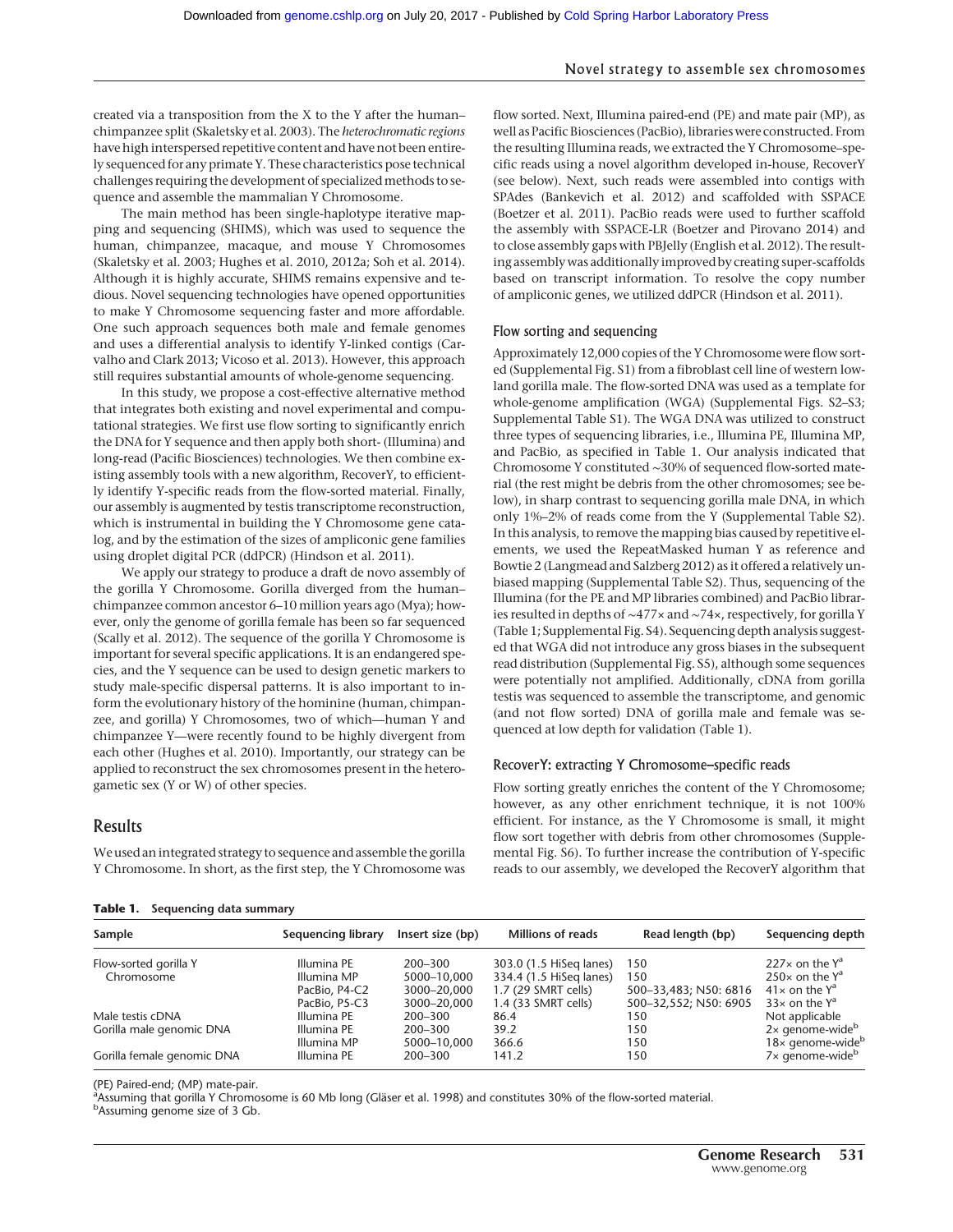created via a transposition from the X to the Y after the human–chimpanzee split (Skaletsky et al. 2003). The *heterochromatic regions* have high interspersed repetitive content and have not been entirely sequenced for any primate Y. These characteristics pose technical challenges requiring the development of specialized methods to sequence and assemble the mammalian Y Chromosome.

The main method has been single-haplotype iterative mapping and sequencing (SHIMS), which was used to sequence the human, chimpanzee, macaque, and mouse Y Chromosomes (Skaletsky et al. 2003; Hughes et al. 2010, 2012a; Soh et al. 2014). Although it is highly accurate, SHIMS remains expensive and tedious. Novel sequencing technologies have opened opportunities to make Y Chromosome sequencing faster and more affordable. One such approach sequences both male and female genomes and uses a differential analysis to identify Y-linked contigs (Carvalho and Clark 2013; Vicoso et al. 2013). However, this approach still requires substantial amounts of whole-genome sequencing.

In this study, we propose a cost-effective alternative method that integrates both existing and novel experimental and computational strategies. We first use flow sorting to significantly enrich the DNA for Y sequence and then apply both short- (Illumina) and long-read (Pacific Biosciences) technologies. We then combine existing assembly tools with a new algorithm, RecoverY, to efficiently identify Y-specific reads from the flow-sorted material. Finally, our assembly is augmented by testis transcriptome reconstruction, which is instrumental in building the Y Chromosome gene catalog, and by the estimation of the sizes of ampliconic gene families using droplet digital PCR (ddPCR) (Hindson et al. 2011).

We apply our strategy to produce a draft de novo assembly of the gorilla Y Chromosome. Gorilla diverged from the human–chimpanzee common ancestor 6–10 million years ago (Mya); however, only the genome of gorilla female has been so far sequenced (Scally et al. 2012). The sequence of the gorilla Y Chromosome is important for several specific applications. It is an endangered species, and the Y sequence can be used to design genetic markers to study male-specific dispersal patterns. It is also important to inform the evolutionary history of the hominine (human, chimpanzee, and gorilla) Y Chromosomes, two of which—human Y and chimpanzee Y—were recently found to be highly divergent from each other (Hughes et al. 2010). Importantly, our strategy can be applied to reconstruct the sex chromosomes present in the heterogametic sex (Y or W) of other species.

## Results

We used an integrated strategy to sequence and assemble the gorilla Y Chromosome. In short, as the first step, the Y Chromosome was flow sorted. Next, Illumina paired-end (PE) and mate pair (MP), as well as Pacific Biosciences (PacBio), libraries were constructed. From the resulting Illumina reads, we extracted the Y Chromosome–specific reads using a novel algorithm developed in-house, RecoverY (see below). Next, such reads were assembled into contigs with SPAdes (Bankevich et al. 2012) and scaffolded with SSPACE (Boetzer et al. 2011). PacBio reads were used to further scaffold the assembly with SSPACE-LR (Boetzer and Pirovano 2014) and to close assembly gaps with PBJelly (English et al. 2012). The resulting assembly was additionally improved by creating super-scaffolds based on transcript information. To resolve the copy number of ampliconic genes, we utilized ddPCR (Hindson et al. 2011).

### Flow sorting and sequencing

Approximately 12,000 copies of the Y Chromosome were flow sorted (Supplemental Fig. S1) from a fibroblast cell line of western lowland gorilla male. The flow-sorted DNA was used as a template for whole-genome amplification (WGA) (Supplemental Figs. S2–S3; Supplemental Table S1). The WGA DNA was utilized to construct three types of sequencing libraries, i.e., Illumina PE, Illumina MP, and PacBio, as specified in Table 1. Our analysis indicated that Chromosome Y constituted ~30% of sequenced flow-sorted material (the rest might be debris from the other chromosomes; see below), in sharp contrast to sequencing gorilla male DNA, in which only 1%–2% of reads come from the Y (Supplemental Table S2). In this analysis, to remove the mapping bias caused by repetitive elements, we used the RepeatMasked human Y as reference and Bowtie 2 (Langmead and Salzberg 2012) as it offered a relatively unbiased mapping (Supplemental Table S2). Thus, sequencing of the Illumina (for the PE and MP libraries combined) and PacBio libraries resulted in depths of ~477× and ~74×, respectively, for gorilla Y (Table 1; Supplemental Fig. S4). Sequencing depth analysis suggested that WGA did not introduce any gross biases in the subsequent read distribution (Supplemental Fig. S5), although some sequences were potentially not amplified. Additionally, cDNA from gorilla testis was sequenced to assemble the transcriptome, and genomic (and not flow sorted) DNA of gorilla male and female was sequenced at low depth for validation (Table 1).

### RecoverY: extracting Y Chromosome–specific reads

Flow sorting greatly enriches the content of the Y Chromosome; however, as any other enrichment technique, it is not 100% efficient. For instance, as the Y Chromosome is small, it might flow sort together with debris from other chromosomes (Supplemental Fig. S6). To further increase the contribution of Y-specific reads to our assembly, we developed the RecoverY algorithm that

**Table 1.** Sequencing data summary

| Sample | Sequencing library | Insert size (bp) | Millions of reads | Read length (bp) | Sequencing depth |
|---|---|---|---|---|---|
| Flow-sorted gorilla Y Chromosome | Illumina PE | 200–300 | 303.0 (1.5 HiSeq lanes) | 150 | 227× on the Y[a] |
| | Illumina MP | 5000–10,000 | 334.4 (1.5 HiSeq lanes) | 150 | 250× on the Y[a] |
| | PacBio, P4-C2 | 3000–20,000 | 1.7 (29 SMRT cells) | 500–33,483; N50: 6816 | 41× on the Y[a] |
| | PacBio, P5-C3 | 3000–20,000 | 1.4 (33 SMRT cells) | 500–32,552; N50: 6905 | 33× on the Y[a] |
| Male testis cDNA | Illumina PE | 200–300 | 86.4 | 150 | Not applicable |
| Gorilla male genomic DNA | Illumina PE | 200–300 | 39.2 | 150 | 2× genome-wide[b] |
| | Illumina MP | 5000–10,000 | 366.6 | 150 | 18× genome-wide[b] |
| Gorilla female genomic DNA | Illumina PE | 200–300 | 141.2 | 150 | 7× genome-wide[b] |

(PE) Paired-end; (MP) mate-pair.
[a]Assuming that gorilla Y Chromosome is 60 Mb long (Gläser et al. 1998) and constitutes 30% of the flow-sorted material.
[b]Assuming genome size of 3 Gb.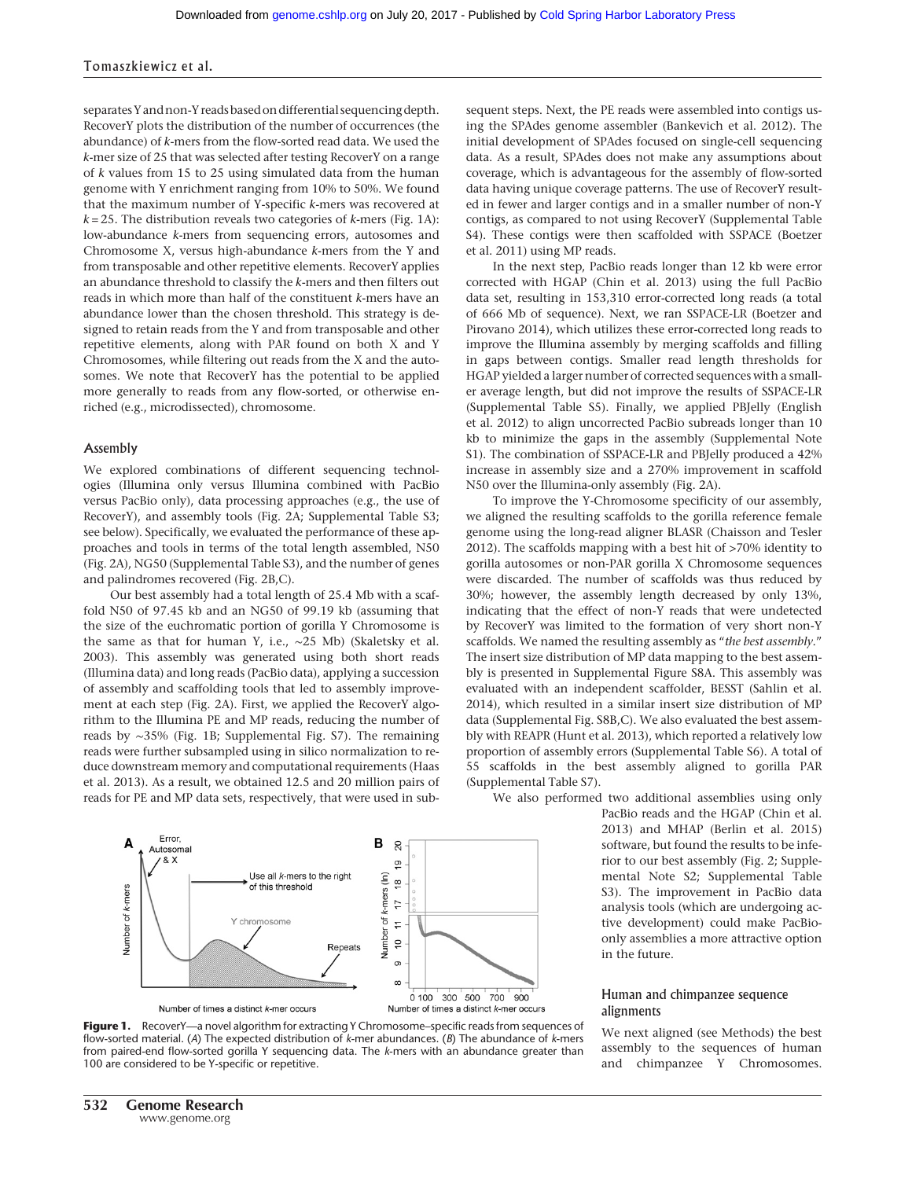separates Y and non-Y reads based on differential sequencing depth. RecoverY plots the distribution of the number of occurrences (the abundance) of $k$-mers from the flow-sorted read data. We used the $k$-mer size of 25 that was selected after testing RecoverY on a range of $k$ values from 15 to 25 using simulated data from the human genome with Y enrichment ranging from 10% to 50%. We found that the maximum number of Y-specific $k$-mers was recovered at $k = 25$. The distribution reveals two categories of $k$-mers (Fig. 1A): low-abundance $k$-mers from sequencing errors, autosomes and Chromosome X, versus high-abundance $k$-mers from the Y and from transposable and other repetitive elements. RecoverY applies an abundance threshold to classify the $k$-mers and then filters out reads in which more than half of the constituent $k$-mers have an abundance lower than the chosen threshold. This strategy is designed to retain reads from the Y and from transposable and other repetitive elements, along with PAR found on both X and Y Chromosomes, while filtering out reads from the X and the autosomes. We note that RecoverY has the potential to be applied more generally to reads from any flow-sorted, or otherwise enriched (e.g., microdissected), chromosome.

## Assembly

We explored combinations of different sequencing technologies (Illumina only versus Illumina combined with PacBio versus PacBio only), data processing approaches (e.g., the use of RecoverY), and assembly tools (Fig. 2A; Supplemental Table S3; see below). Specifically, we evaluated the performance of these approaches and tools in terms of the total length assembled, N50 (Fig. 2A), NG50 (Supplemental Table S3), and the number of genes and palindromes recovered (Fig. 2B,C).

Our best assembly had a total length of 25.4 Mb with a scaffold N50 of 97.45 kb and an NG50 of 99.19 kb (assuming that the size of the euchromatic portion of gorilla Y Chromosome is the same as that for human Y, i.e., ~25 Mb) (Skaletsky et al. 2003). This assembly was generated using both short reads (Illumina data) and long reads (PacBio data), applying a succession of assembly and scaffolding tools that led to assembly improvement at each step (Fig. 2A). First, we applied the RecoverY algorithm to the Illumina PE and MP reads, reducing the number of reads by ~35% (Fig. 1B; Supplemental Fig. S7). The remaining reads were further subsampled using in silico normalization to reduce downstream memory and computational requirements (Haas et al. 2013). As a result, we obtained 12.5 and 20 million pairs of reads for PE and MP data sets, respectively, that were used in subsequent steps. Next, the PE reads were assembled into contigs using the SPAdes genome assembler (Bankevich et al. 2012). The initial development of SPAdes focused on single-cell sequencing data. As a result, SPAdes does not make any assumptions about coverage, which is advantageous for the assembly of flow-sorted data having unique coverage patterns. The use of RecoverY resulted in fewer and larger contigs and in a smaller number of non-Y contigs, as compared to not using RecoverY (Supplemental Table S4). These contigs were then scaffolded with SSPACE (Boetzer et al. 2011) using MP reads.

In the next step, PacBio reads longer than 12 kb were error corrected with HGAP (Chin et al. 2013) using the full PacBio data set, resulting in 153,310 error-corrected long reads (a total of 666 Mb of sequence). Next, we ran SSPACE-LR (Boetzer and Pirovano 2014), which utilizes these error-corrected long reads to improve the Illumina assembly by merging scaffolds and filling in gaps between contigs. Smaller read length thresholds for HGAP yielded a larger number of corrected sequences with a smaller average length, but did not improve the results of SSPACE-LR (Supplemental Table S5). Finally, we applied PBJelly (English et al. 2012) to align uncorrected PacBio subreads longer than 10 kb to minimize the gaps in the assembly (Supplemental Note S1). The combination of SSPACE-LR and PBJelly produced a 42% increase in assembly size and a 270% improvement in scaffold N50 over the Illumina-only assembly (Fig. 2A).

To improve the Y-Chromosome specificity of our assembly, we aligned the resulting scaffolds to the gorilla reference female genome using the long-read aligner BLASR (Chaisson and Tesler 2012). The scaffolds mapping with a best hit of >70% identity to gorilla autosomes or non-PAR gorilla X Chromosome sequences were discarded. The number of scaffolds was thus reduced by 30%; however, the assembly length decreased by only 13%, indicating that the effect of non-Y reads that were undetected by RecoverY was limited to the formation of very short non-Y scaffolds. We named the resulting assembly as "*the best assembly*." The insert size distribution of MP data mapping to the best assembly is presented in Supplemental Figure S8A. This assembly was evaluated with an independent scaffolder, BESST (Sahlin et al. 2014), which resulted in a similar insert size distribution of MP data (Supplemental Fig. S8B,C). We also evaluated the best assembly with REAPR (Hunt et al. 2013), which reported a relatively low proportion of assembly errors (Supplemental Table S6). A total of 55 scaffolds in the best assembly aligned to gorilla PAR (Supplemental Table S7).

We also performed two additional assemblies using only PacBio reads and the HGAP (Chin et al. 2013) and MHAP (Berlin et al. 2015) software, but found the results to be inferior to our best assembly (Fig. 2; Supplemental Note S2; Supplemental Table S3). The improvement in PacBio data analysis tools (which are undergoing active development) could make PacBio-only assemblies a more attractive option in the future.

**Figure 1.** RecoverY—a novel algorithm for extracting Y Chromosome–specific reads from sequences of flow-sorted material. (*A*) The expected distribution of $k$-mer abundances. (*B*) The abundance of $k$-mers from paired-end flow-sorted gorilla Y sequencing data. The $k$-mers with an abundance greater than 100 are considered to be Y-specific or repetitive.

## Human and chimpanzee sequence alignments

We next aligned (see Methods) the best assembly to the sequences of human and chimpanzee Y Chromosomes.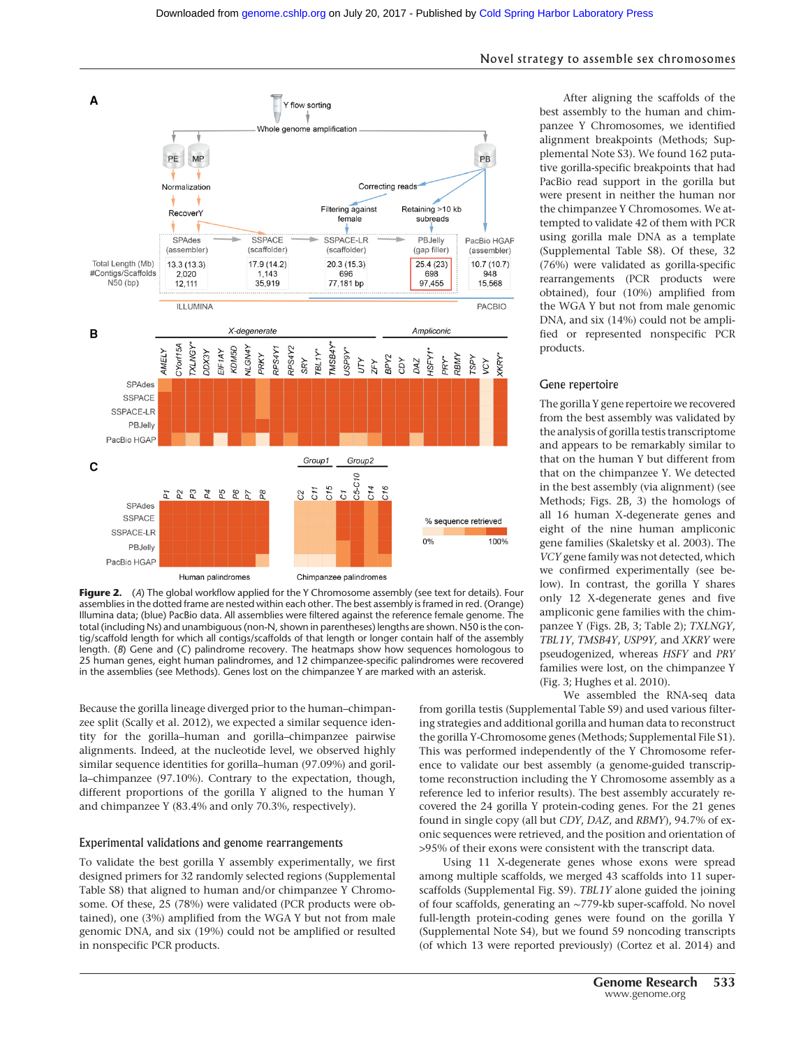**Figure 2.** (*A*) The global workflow applied for the Y Chromosome assembly (see text for details). Four assemblies in the dotted frame are nested within each other. The best assembly is framed in red. (Orange) Illumina data; (blue) PacBio data. All assemblies were filtered against the reference female genome. The total (including Ns) and unambiguous (non-N, shown in parentheses) lengths are shown. N50 is the contig/scaffold length for which all contigs/scaffolds of that length or longer contain half of the assembly length. (*B*) Gene and (*C*) palindrome recovery. The heatmaps show how sequences homologous to 25 human genes, eight human palindromes, and 12 chimpanzee-specific palindromes were recovered in the assemblies (see Methods). Genes lost on the chimpanzee Y are marked with an asterisk.

Because the gorilla lineage diverged prior to the human–chimpanzee split (Scally et al. 2012), we expected a similar sequence identity for the gorilla–human and gorilla–chimpanzee pairwise alignments. Indeed, at the nucleotide level, we observed highly similar sequence identities for gorilla–human (97.09%) and gorilla–chimpanzee (97.10%). Contrary to the expectation, though, different proportions of the gorilla Y aligned to the human Y and chimpanzee Y (83.4% and only 70.3%, respectively).

## Experimental validations and genome rearrangements

To validate the best gorilla Y assembly experimentally, we first designed primers for 32 randomly selected regions (Supplemental Table S8) that aligned to human and/or chimpanzee Y Chromosome. Of these, 25 (78%) were validated (PCR products were obtained), one (3%) amplified from the WGA Y but not from male genomic DNA, and six (19%) could not be amplified or resulted in nonspecific PCR products.

After aligning the scaffolds of the best assembly to the human and chimpanzee Y Chromosomes, we identified alignment breakpoints (Methods; Supplemental Note S3). We found 162 putative gorilla-specific breakpoints that had PacBio read support in the gorilla but were present in neither the human nor the chimpanzee Y Chromosomes. We attempted to validate 42 of them with PCR using gorilla male DNA as a template (Supplemental Table S8). Of these, 32 (76%) were validated as gorilla-specific rearrangements (PCR products were obtained), four (10%) amplified from the WGA Y but not from male genomic DNA, and six (14%) could not be amplified or represented nonspecific PCR products.

## Gene repertoire

The gorilla Y gene repertoire we recovered from the best assembly was validated by the analysis of gorilla testis transcriptome and appears to be remarkably similar to that on the human Y but different from that on the chimpanzee Y. We detected in the best assembly (via alignment) (see Methods; Figs. 2B, 3) the homologs of all 16 human X-degenerate genes and eight of the nine human ampliconic gene families (Skaletsky et al. 2003). The *VCY* gene family was not detected, which we confirmed experimentally (see below). In contrast, the gorilla Y shares only 12 X-degenerate genes and five ampliconic gene families with the chimpanzee Y (Figs. 2B, 3; Table 2); *TXLNGY*, *TBL1Y*, *TMSB4Y*, *USP9Y*, and *XKRY* were pseudogenized, whereas *HSFY* and *PRY* families were lost, on the chimpanzee Y (Fig. 3; Hughes et al. 2010).

We assembled the RNA-seq data from gorilla testis (Supplemental Table S9) and used various filtering strategies and additional gorilla and human data to reconstruct the gorilla Y-Chromosome genes (Methods; Supplemental File S1). This was performed independently of the Y Chromosome reference to validate our best assembly (a genome-guided transcriptome reconstruction including the Y Chromosome assembly as a reference led to inferior results). The best assembly accurately recovered the 24 gorilla Y protein-coding genes. For the 21 genes found in single copy (all but *CDY*, *DAZ*, and *RBMY*), 94.7% of exonic sequences were retrieved, and the position and orientation of >95% of their exons were consistent with the transcript data.

Using 11 X-degenerate genes whose exons were spread among multiple scaffolds, we merged 43 scaffolds into 11 superscaffolds (Supplemental Fig. S9). *TBL1Y* alone guided the joining of four scaffolds, generating an ∼779-kb super-scaffold. No novel full-length protein-coding genes were found on the gorilla Y (Supplemental Note S4), but we found 59 noncoding transcripts (of which 13 were reported previously) (Cortez et al. 2014) and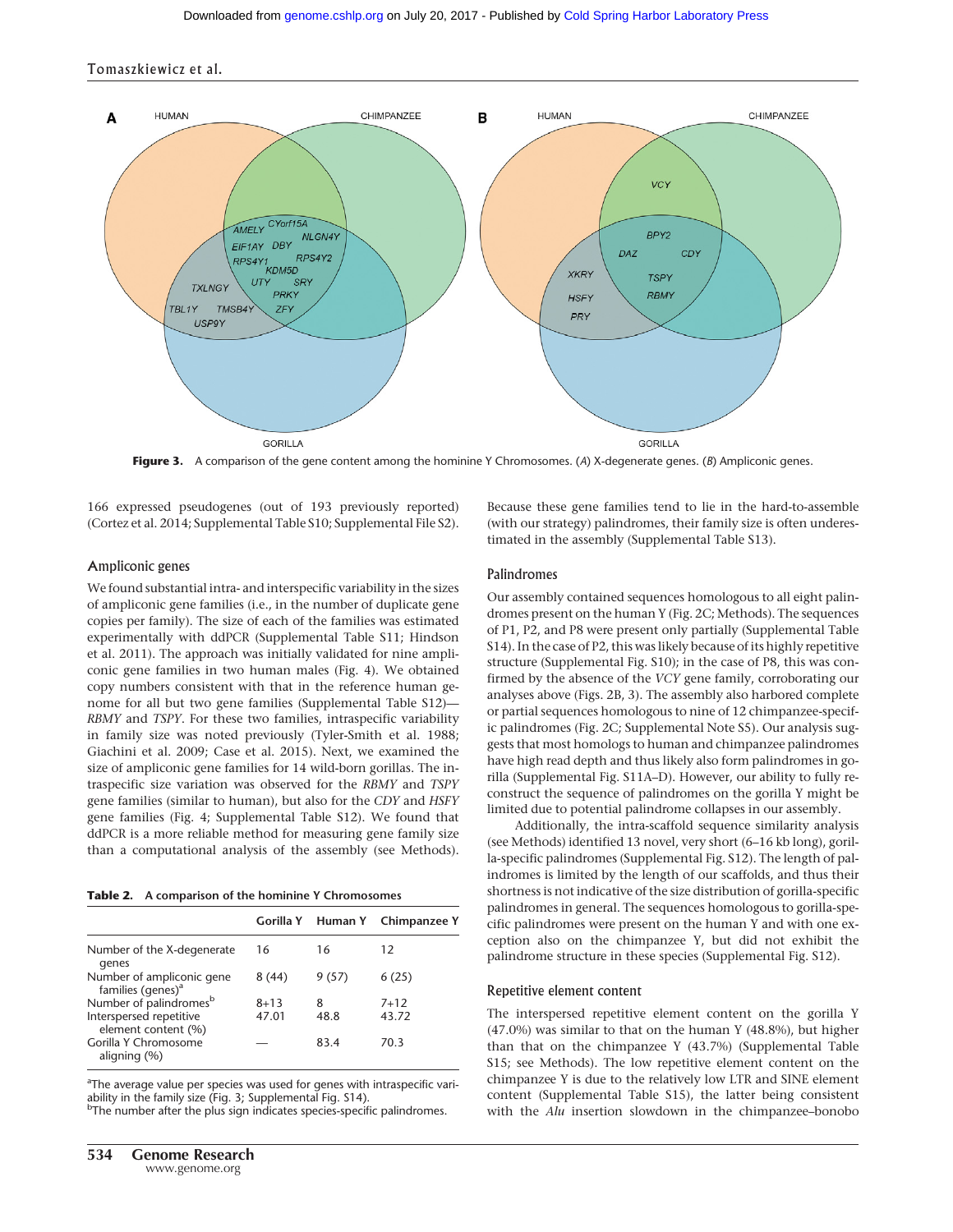Figure 3. A comparison of the gene content among the hominine Y Chromosomes. (A) X-degenerate genes. (B) Ampliconic genes.

166 expressed pseudogenes (out of 193 previously reported) (Cortez et al. 2014; Supplemental Table S10; Supplemental File S2).

### Ampliconic genes

We found substantial intra- and interspecific variability in the sizes of ampliconic gene families (i.e., in the number of duplicate gene copies per family). The size of each of the families was estimated experimentally with ddPCR (Supplemental Table S11; Hindson et al. 2011). The approach was initially validated for nine ampliconic gene families in two human males (Fig. 4). We obtained copy numbers consistent with that in the reference human genome for all but two gene families (Supplemental Table S12)—*RBMY* and *TSPY*. For these two families, intraspecific variability in family size was noted previously (Tyler-Smith et al. 1988; Giachini et al. 2009; Case et al. 2015). Next, we examined the size of ampliconic gene families for 14 wild-born gorillas. The intraspecific size variation was observed for the *RBMY* and *TSPY* gene families (similar to human), but also for the *CDY* and *HSFY* gene families (Fig. 4; Supplemental Table S12). We found that ddPCR is a more reliable method for measuring gene family size than a computational analysis of the assembly (see Methods). Because these gene families tend to lie in the hard-to-assemble (with our strategy) palindromes, their family size is often underestimated in the assembly (Supplemental Table S13).

**Table 2.** A comparison of the hominine Y Chromosomes

| | Gorilla Y | Human Y | Chimpanzee Y |
|---|---|---|---|
| Number of the X-degenerate genes | 16 | 16 | 12 |
| Number of ampliconic gene families (genes)[a] | 8 (44) | 9 (57) | 6 (25) |
| Number of palindromes[b] | 8+13 | 8 | 7+12 |
| Interspersed repetitive element content (%) | 47.01 | 48.8 | 43.72 |
| Gorilla Y Chromosome aligning (%) | — | 83.4 | 70.3 |

[a]The average value per species was used for genes with intraspecific variability in the family size (Fig. 3; Supplemental Fig. S14).
[b]The number after the plus sign indicates species-specific palindromes.

### Palindromes

Our assembly contained sequences homologous to all eight palindromes present on the human Y (Fig. 2C; Methods). The sequences of P1, P2, and P8 were present only partially (Supplemental Table S14). In the case of P2, this was likely because of its highly repetitive structure (Supplemental Fig. S10); in the case of P8, this was confirmed by the absence of the *VCY* gene family, corroborating our analyses above (Figs. 2B, 3). The assembly also harbored complete or partial sequences homologous to nine of 12 chimpanzee-specific palindromes (Fig. 2C; Supplemental Note S5). Our analysis suggests that most homologs to human and chimpanzee palindromes have high read depth and thus likely also form palindromes in gorilla (Supplemental Fig. S11A–D). However, our ability to fully reconstruct the sequence of palindromes on the gorilla Y might be limited due to potential palindrome collapses in our assembly.

Additionally, the intra-scaffold sequence similarity analysis (see Methods) identified 13 novel, very short (6–16 kb long), gorilla-specific palindromes (Supplemental Fig. S12). The length of palindromes is limited by the length of our scaffolds, and thus their shortness is not indicative of the size distribution of gorilla-specific palindromes in general. The sequences homologous to gorilla-specific palindromes were present on the human Y and with one exception also on the chimpanzee Y, but did not exhibit the palindrome structure in these species (Supplemental Fig. S12).

### Repetitive element content

The interspersed repetitive element content on the gorilla Y (47.0%) was similar to that on the human Y (48.8%), but higher than that on the chimpanzee Y (43.7%) (Supplemental Table S15; see Methods). The low repetitive element content on the chimpanzee Y is due to the relatively low LTR and SINE element content (Supplemental Table S15), the latter being consistent with the *Alu* insertion slowdown in the chimpanzee–bonobo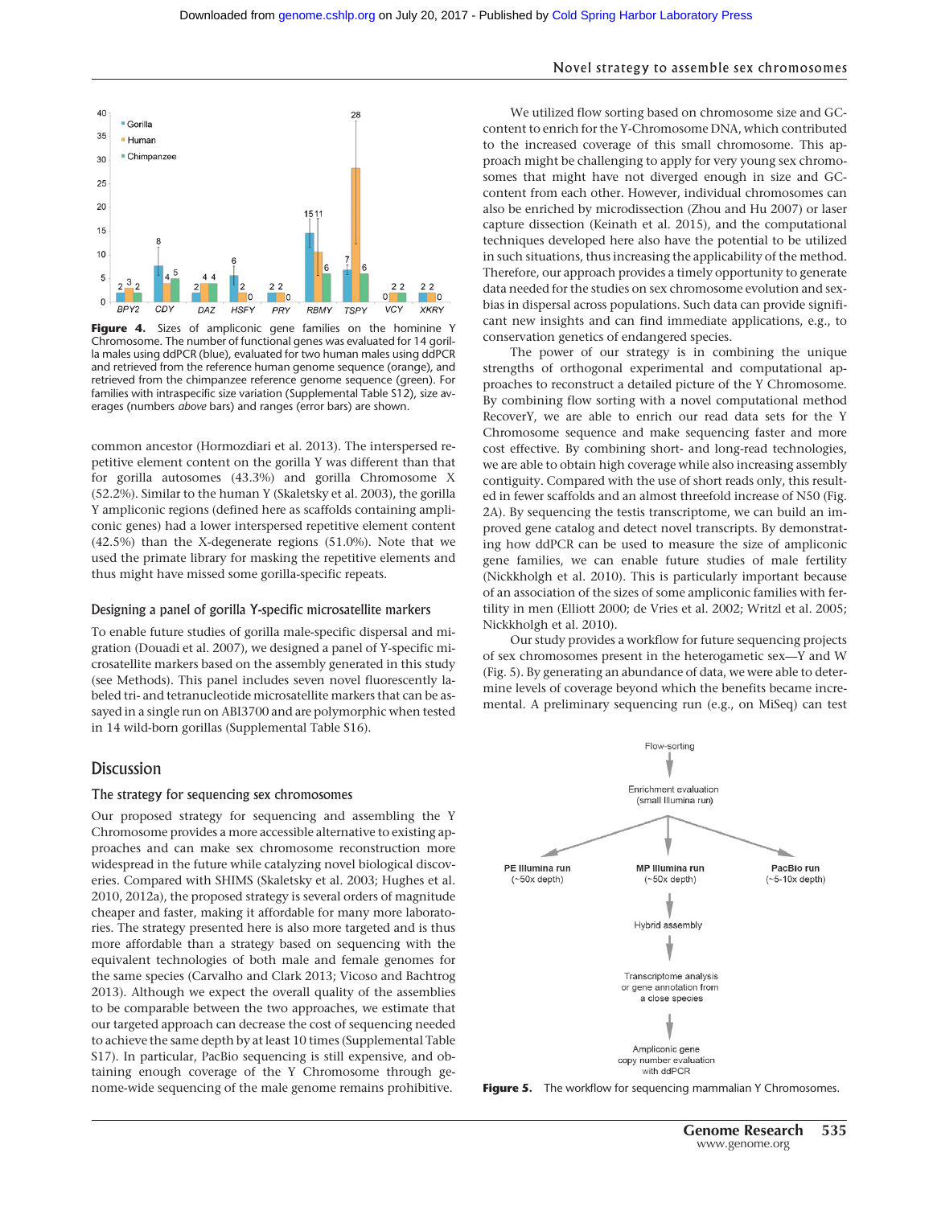**Figure 4.** Sizes of ampliconic gene families on the hominine Y Chromosome. The number of functional genes was evaluated for 14 gorilla males using ddPCR (blue), evaluated for two human males using ddPCR and retrieved from the reference human genome sequence (orange), and retrieved from the chimpanzee reference genome sequence (green). For families with intraspecific size variation (Supplemental Table S12), size averages (numbers *above* bars) and ranges (error bars) are shown.

common ancestor (Hormozdiari et al. 2013). The interspersed repetitive element content on the gorilla Y was different than that for gorilla autosomes (43.3%) and gorilla Chromosome X (52.2%). Similar to the human Y (Skaletsky et al. 2003), the gorilla Y ampliconic regions (defined here as scaffolds containing ampliconic genes) had a lower interspersed repetitive element content (42.5%) than the X-degenerate regions (51.0%). Note that we used the primate library for masking the repetitive elements and thus might have missed some gorilla-specific repeats.

### Designing a panel of gorilla Y-specific microsatellite markers

To enable future studies of gorilla male-specific dispersal and migration (Douadi et al. 2007), we designed a panel of Y-specific microsatellite markers based on the assembly generated in this study (see Methods). This panel includes seven novel fluorescently labeled tri- and tetranucleotide microsatellite markers that can be assayed in a single run on ABI3700 and are polymorphic when tested in 14 wild-born gorillas (Supplemental Table S16).

## Discussion

### The strategy for sequencing sex chromosomes

Our proposed strategy for sequencing and assembling the Y Chromosome provides a more accessible alternative to existing approaches and can make sex chromosome reconstruction more widespread in the future while catalyzing novel biological discoveries. Compared with SHIMS (Skaletsky et al. 2003; Hughes et al. 2010, 2012a), the proposed strategy is several orders of magnitude cheaper and faster, making it affordable for many more laboratories. The strategy presented here is also more targeted and is thus more affordable than a strategy based on sequencing with the equivalent technologies of both male and female genomes for the same species (Carvalho and Clark 2013; Vicoso and Bachtrog 2013). Although we expect the overall quality of the assemblies to be comparable between the two approaches, we estimate that our targeted approach can decrease the cost of sequencing needed to achieve the same depth by at least 10 times (Supplemental Table S17). In particular, PacBio sequencing is still expensive, and obtaining enough coverage of the Y Chromosome through genome-wide sequencing of the male genome remains prohibitive.

We utilized flow sorting based on chromosome size and GC-content to enrich for the Y-Chromosome DNA, which contributed to the increased coverage of this small chromosome. This approach might be challenging to apply for very young sex chromosomes that might have not diverged enough in size and GC-content from each other. However, individual chromosomes can also be enriched by microdissection (Zhou and Hu 2007) or laser capture dissection (Keinath et al. 2015), and the computational techniques developed here also have the potential to be utilized in such situations, thus increasing the applicability of the method. Therefore, our approach provides a timely opportunity to generate data needed for the studies on sex chromosome evolution and sex-bias in dispersal across populations. Such data can provide significant new insights and can find immediate applications, e.g., to conservation genetics of endangered species.

The power of our strategy is in combining the unique strengths of orthogonal experimental and computational approaches to reconstruct a detailed picture of the Y Chromosome. By combining flow sorting with a novel computational method RecoverY, we are able to enrich our read data sets for the Y Chromosome sequence and make sequencing faster and more cost effective. By combining short- and long-read technologies, we are able to obtain high coverage while also increasing assembly contiguity. Compared with the use of short reads only, this resulted in fewer scaffolds and an almost threefold increase of N50 (Fig. 2A). By sequencing the testis transcriptome, we can build an improved gene catalog and detect novel transcripts. By demonstrating how ddPCR can be used to measure the size of ampliconic gene families, we can enable future studies of male fertility (Nickkholgh et al. 2010). This is particularly important because of an association of the sizes of some ampliconic families with fertility in men (Elliott 2000; de Vries et al. 2002; Writzl et al. 2005; Nickkholgh et al. 2010).

Our study provides a workflow for future sequencing projects of sex chromosomes present in the heterogametic sex—Y and W (Fig. 5). By generating an abundance of data, we were able to determine levels of coverage beyond which the benefits became incremental. A preliminary sequencing run (e.g., on MiSeq) can test

**Figure 5.** The workflow for sequencing mammalian Y Chromosomes.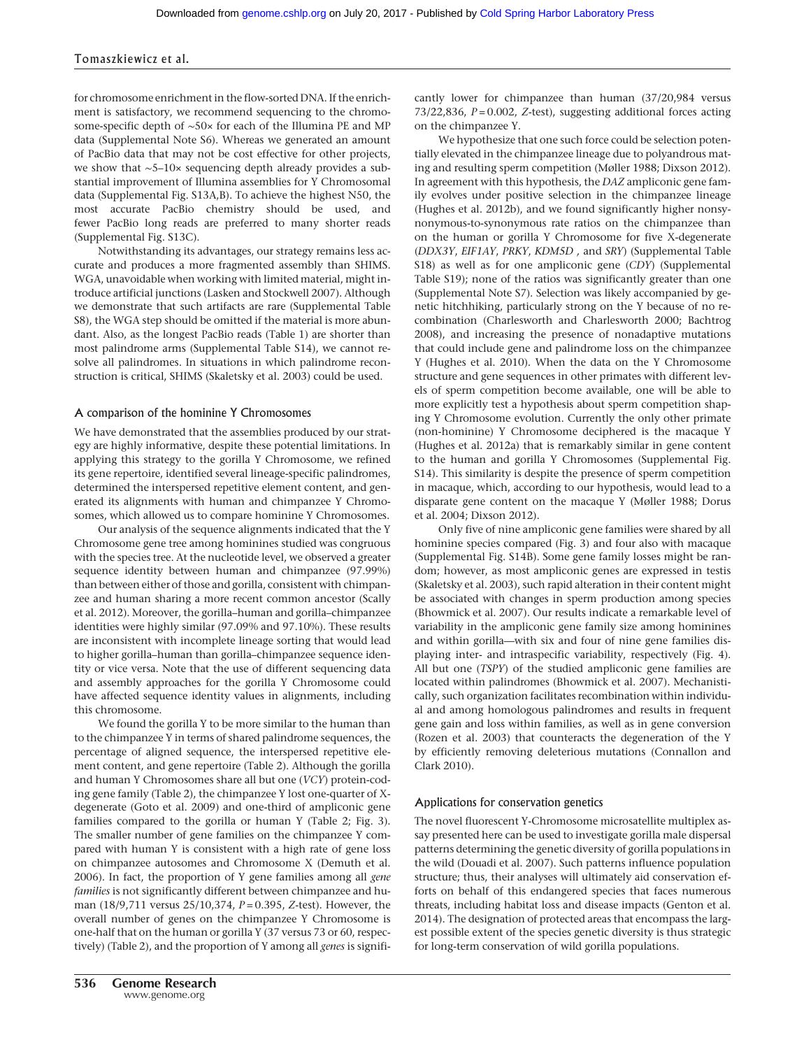for chromosome enrichment in the flow-sorted DNA. If the enrichment is satisfactory, we recommend sequencing to the chromosome-specific depth of ~50× for each of the Illumina PE and MP data (Supplemental Note S6). Whereas we generated an amount of PacBio data that may not be cost effective for other projects, we show that ~5–10× sequencing depth already provides a substantial improvement of Illumina assemblies for Y Chromosomal data (Supplemental Fig. S13A,B). To achieve the highest N50, the most accurate PacBio chemistry should be used, and fewer PacBio long reads are preferred to many shorter reads (Supplemental Fig. S13C).

Notwithstanding its advantages, our strategy remains less accurate and produces a more fragmented assembly than SHIMS. WGA, unavoidable when working with limited material, might introduce artificial junctions (Lasken and Stockwell 2007). Although we demonstrate that such artifacts are rare (Supplemental Table S8), the WGA step should be omitted if the material is more abundant. Also, as the longest PacBio reads (Table 1) are shorter than most palindrome arms (Supplemental Table S14), we cannot resolve all palindromes. In situations in which palindrome reconstruction is critical, SHIMS (Skaletsky et al. 2003) could be used.

## A comparison of the hominine Y Chromosomes

We have demonstrated that the assemblies produced by our strategy are highly informative, despite these potential limitations. In applying this strategy to the gorilla Y Chromosome, we refined its gene repertoire, identified several lineage-specific palindromes, determined the interspersed repetitive element content, and generated its alignments with human and chimpanzee Y Chromosomes, which allowed us to compare hominine Y Chromosomes.

Our analysis of the sequence alignments indicated that the Y Chromosome gene tree among hominines studied was congruous with the species tree. At the nucleotide level, we observed a greater sequence identity between human and chimpanzee (97.99%) than between either of those and gorilla, consistent with chimpanzee and human sharing a more recent common ancestor (Scally et al. 2012). Moreover, the gorilla–human and gorilla–chimpanzee identities were highly similar (97.09% and 97.10%). These results are inconsistent with incomplete lineage sorting that would lead to higher gorilla–human than gorilla–chimpanzee sequence identity or vice versa. Note that the use of different sequencing data and assembly approaches for the gorilla Y Chromosome could have affected sequence identity values in alignments, including this chromosome.

We found the gorilla Y to be more similar to the human than to the chimpanzee Y in terms of shared palindrome sequences, the percentage of aligned sequence, the interspersed repetitive element content, and gene repertoire (Table 2). Although the gorilla and human Y Chromosomes share all but one (*VCY*) protein-coding gene family (Table 2), the chimpanzee Y lost one-quarter of X-degenerate (Goto et al. 2009) and one-third of ampliconic gene families compared to the gorilla or human Y (Table 2; Fig. 3). The smaller number of gene families on the chimpanzee Y compared with human Y is consistent with a high rate of gene loss on chimpanzee autosomes and Chromosome X (Demuth et al. 2006). In fact, the proportion of Y gene families among all *gene families* is not significantly different between chimpanzee and human (18/9,711 versus 25/10,374, $P = 0.395$, $Z$-test). However, the overall number of genes on the chimpanzee Y Chromosome is one-half that on the human or gorilla Y (37 versus 73 or 60, respectively) (Table 2), and the proportion of Y among all *genes* is significantly lower for chimpanzee than human (37/20,984 versus 73/22,836, $P = 0.002$, $Z$-test), suggesting additional forces acting on the chimpanzee Y.

We hypothesize that one such force could be selection potentially elevated in the chimpanzee lineage due to polyandrous mating and resulting sperm competition (Møller 1988; Dixson 2012). In agreement with this hypothesis, the *DAZ* ampliconic gene family evolves under positive selection in the chimpanzee lineage (Hughes et al. 2012b), and we found significantly higher nonsynonymous-to-synonymous rate ratios on the chimpanzee than on the human or gorilla Y Chromosome for five X-degenerate (*DDX3Y*, *EIF1AY*, *PRKY*, *KDM5D* , and *SRY*) (Supplemental Table S18) as well as for one ampliconic gene (*CDY*) (Supplemental Table S19); none of the ratios was significantly greater than one (Supplemental Note S7). Selection was likely accompanied by genetic hitchhiking, particularly strong on the Y because of no recombination (Charlesworth and Charlesworth 2000; Bachtrog 2008), and increasing the presence of nonadaptive mutations that could include gene and palindrome loss on the chimpanzee Y (Hughes et al. 2010). When the data on the Y Chromosome structure and gene sequences in other primates with different levels of sperm competition become available, one will be able to more explicitly test a hypothesis about sperm competition shaping Y Chromosome evolution. Currently the only other primate (non-hominine) Y Chromosome deciphered is the macaque Y (Hughes et al. 2012a) that is remarkably similar in gene content to the human and gorilla Y Chromosomes (Supplemental Fig. S14). This similarity is despite the presence of sperm competition in macaque, which, according to our hypothesis, would lead to a disparate gene content on the macaque Y (Møller 1988; Dorus et al. 2004; Dixson 2012).

Only five of nine ampliconic gene families were shared by all hominine species compared (Fig. 3) and four also with macaque (Supplemental Fig. S14B). Some gene family losses might be random; however, as most ampliconic genes are expressed in testis (Skaletsky et al. 2003), such rapid alteration in their content might be associated with changes in sperm production among species (Bhowmick et al. 2007). Our results indicate a remarkable level of variability in the ampliconic gene family size among hominines and within gorilla—with six and four of nine gene families displaying inter- and intraspecific variability, respectively (Fig. 4). All but one (*TSPY*) of the studied ampliconic gene families are located within palindromes (Bhowmick et al. 2007). Mechanistically, such organization facilitates recombination within individual and among homologous palindromes and results in frequent gene gain and loss within families, as well as in gene conversion (Rozen et al. 2003) that counteracts the degeneration of the Y by efficiently removing deleterious mutations (Connallon and Clark 2010).

## Applications for conservation genetics

The novel fluorescent Y-Chromosome microsatellite multiplex assay presented here can be used to investigate gorilla male dispersal patterns determining the genetic diversity of gorilla populations in the wild (Douadi et al. 2007). Such patterns influence population structure; thus, their analyses will ultimately aid conservation efforts on behalf of this endangered species that faces numerous threats, including habitat loss and disease impacts (Genton et al. 2014). The designation of protected areas that encompass the largest possible extent of the species genetic diversity is thus strategic for long-term conservation of wild gorilla populations.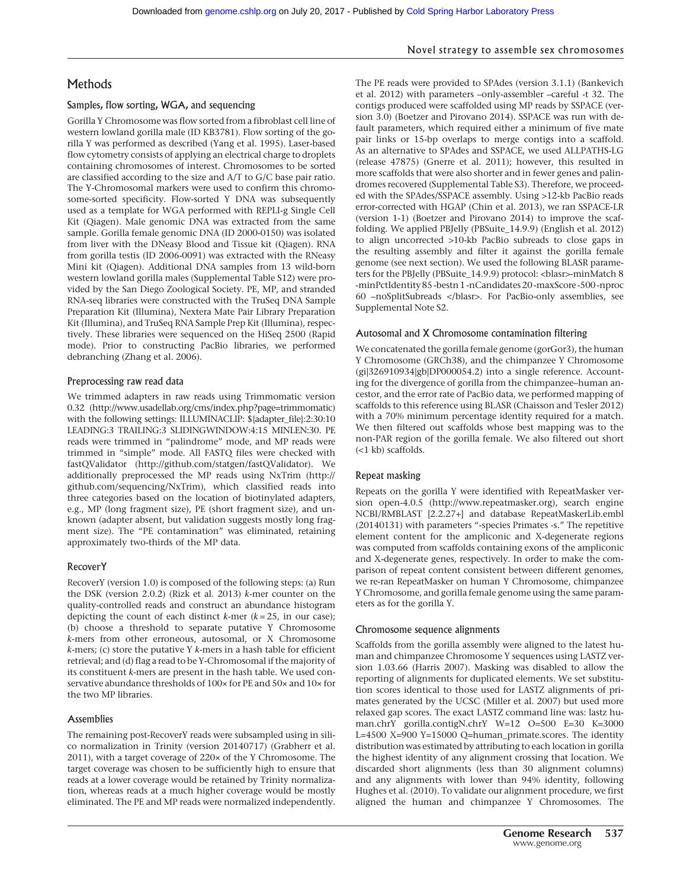## Methods

### Samples, flow sorting, WGA, and sequencing

Gorilla Y Chromosome was flow sorted from a fibroblast cell line of western lowland gorilla male (ID KB3781). Flow sorting of the gorilla Y was performed as described (Yang et al. 1995). Laser-based flow cytometry consists of applying an electrical charge to droplets containing chromosomes of interest. Chromosomes to be sorted are classified according to the size and A/T to G/C base pair ratio. The Y-Chromosomal markers were used to confirm this chromosome-sorted specificity. Flow-sorted Y DNA was subsequently used as a template for WGA performed with REPLI-g Single Cell Kit (Qiagen). Male genomic DNA was extracted from the same sample. Gorilla female genomic DNA (ID 2000-0150) was isolated from liver with the DNeasy Blood and Tissue kit (Qiagen). RNA from gorilla testis (ID 2006-0091) was extracted with the RNeasy Mini kit (Qiagen). Additional DNA samples from 13 wild-born western lowland gorilla males (Supplemental Table S12) were provided by the San Diego Zoological Society. PE, MP, and stranded RNA-seq libraries were constructed with the TruSeq DNA Sample Preparation Kit (Illumina), Nextera Mate Pair Library Preparation Kit (Illumina), and TruSeq RNA Sample Prep Kit (Illumina), respectively. These libraries were sequenced on the HiSeq 2500 (Rapid mode). Prior to constructing PacBio libraries, we performed debranching (Zhang et al. 2006).

### Preprocessing raw read data

We trimmed adapters in raw reads using Trimmomatic version 0.32 (http://www.usadellab.org/cms/index.php?page=trimmomatic) with the following settings: ILLUMINACLIP: ${adapter_file}:2:30:10 LEADING:3 TRAILING:3 SLIDINGWINDOW:4:15 MINLEN:30. PE reads were trimmed in "palindrome" mode, and MP reads were trimmed in "simple" mode. All FASTQ files were checked with fastQValidator (http://github.com/statgen/fastQValidator). We additionally preprocessed the MP reads using NxTrim (http://github.com/sequencing/NxTrim), which classified reads into three categories based on the location of biotinylated adapters, e.g., MP (long fragment size), PE (short fragment size), and unknown (adapter absent, but validation suggests mostly long fragment size). The "PE contamination" was eliminated, retaining approximately two-thirds of the MP data.

### RecoverY

RecoverY (version 1.0) is composed of the following steps: (a) Run the DSK (version 2.0.2) (Rizk et al. 2013) *k*-mer counter on the quality-controlled reads and construct an abundance histogram depicting the count of each distinct *k*-mer ($k = 25$, in our case); (b) choose a threshold to separate putative Y Chromosome *k*-mers from other erroneous, autosomal, or X Chromosome *k*-mers; (c) store the putative Y *k*-mers in a hash table for efficient retrieval; and (d) flag a read to be Y-Chromosomal if the majority of its constituent *k*-mers are present in the hash table. We used conservative abundance thresholds of 100× for PE and 50× and 10× for the two MP libraries.

### Assemblies

The remaining post-RecoverY reads were subsampled using in silico normalization in Trinity (version 20140717) (Grabherr et al. 2011), with a target coverage of 220× of the Y Chromosome. The target coverage was chosen to be sufficiently high to ensure that reads at a lower coverage would be retained by Trinity normalization, whereas reads at a much higher coverage would be mostly eliminated. The PE and MP reads were normalized independently. The PE reads were provided to SPAdes (version 3.1.1) (Bankevich et al. 2012) with parameters –only-assembler –careful -t 32. The contigs produced were scaffolded using MP reads by SSPACE (version 3.0) (Boetzer and Pirovano 2014). SSPACE was run with default parameters, which required either a minimum of five mate pair links or 15-bp overlaps to merge contigs into a scaffold. As an alternative to SPAdes and SSPACE, we used ALLPATHS-LG (release 47875) (Gnerre et al. 2011); however, this resulted in more scaffolds that were also shorter and in fewer genes and palindromes recovered (Supplemental Table S3). Therefore, we proceeded with the SPAdes/SSPACE assembly. Using >12-kb PacBio reads error-corrected with HGAP (Chin et al. 2013), we ran SSPACE-LR (version 1-1) (Boetzer and Pirovano 2014) to improve the scaffolding. We applied PBJelly (PBSuite_14.9.9) (English et al. 2012) to align uncorrected >10-kb PacBio subreads to close gaps in the resulting assembly and filter it against the gorilla female genome (see next section). We used the following BLASR parameters for the PBJelly (PBSuite_14.9.9) protocol: <blasr>-minMatch 8 -minPctIdentity 85 -bestn 1 -nCandidates 20 -maxScore -500 -nproc 60 –noSplitSubreads </blasr>. For PacBio-only assemblies, see Supplemental Note S2.

### Autosomal and X Chromosome contamination filtering

We concatenated the gorilla female genome (gorGor3), the human Y Chromosome (GRCh38), and the chimpanzee Y Chromosome (gi|326910934|gb|DP000054.2) into a single reference. Accounting for the divergence of gorilla from the chimpanzee–human ancestor, and the error rate of PacBio data, we performed mapping of scaffolds to this reference using BLASR (Chaisson and Tesler 2012) with a 70% minimum percentage identity required for a match. We then filtered out scaffolds whose best mapping was to the non-PAR region of the gorilla female. We also filtered out short (<1 kb) scaffolds.

### Repeat masking

Repeats on the gorilla Y were identified with RepeatMasker version open-4.0.5 (http://www.repeatmasker.org), search engine NCBI/RMBLAST [2.2.27+] and database RepeatMaskerLib.embl (20140131) with parameters "-species Primates -s." The repetitive element content for the ampliconic and X-degenerate regions was computed from scaffolds containing exons of the ampliconic and X-degenerate genes, respectively. In order to make the comparison of repeat content consistent between different genomes, we re-ran RepeatMasker on human Y Chromosome, chimpanzee Y Chromosome, and gorilla female genome using the same parameters as for the gorilla Y.

### Chromosome sequence alignments

Scaffolds from the gorilla assembly were aligned to the latest human and chimpanzee Chromosome Y sequences using LASTZ version 1.03.66 (Harris 2007). Masking was disabled to allow the reporting of alignments for duplicated elements. We set substitution scores identical to those used for LASTZ alignments of primates generated by the UCSC (Miller et al. 2007) but used more relaxed gap scores. The exact LASTZ command line was: lastz human.chrY gorilla.contigN.chrY W=12 O=500 E=30 K=3000 L=4500 X=900 Y=15000 Q=human_primate.scores. The identity distribution was estimated by attributing to each location in gorilla the highest identity of any alignment crossing that location. We discarded short alignments (less than 30 alignment columns) and any alignments with lower than 94% identity, following Hughes et al. (2010). To validate our alignment procedure, we first aligned the human and chimpanzee Y Chromosomes. The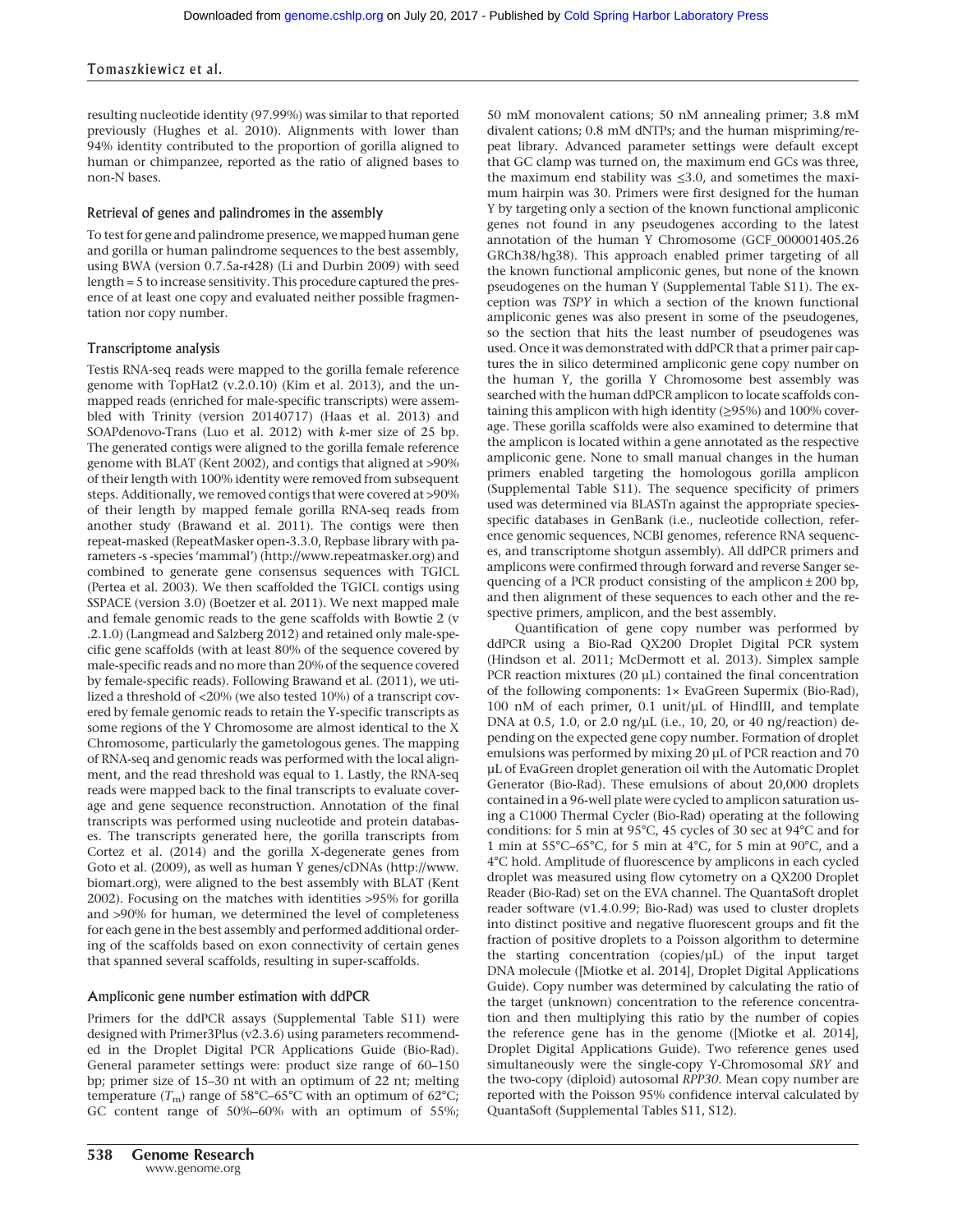resulting nucleotide identity (97.99%) was similar to that reported previously (Hughes et al. 2010). Alignments with lower than 94% identity contributed to the proportion of gorilla aligned to human or chimpanzee, reported as the ratio of aligned bases to non-N bases.

### Retrieval of genes and palindromes in the assembly

To test for gene and palindrome presence, we mapped human gene and gorilla or human palindrome sequences to the best assembly, using BWA (version 0.7.5a-r428) (Li and Durbin 2009) with seed length = 5 to increase sensitivity. This procedure captured the presence of at least one copy and evaluated neither possible fragmentation nor copy number.

### Transcriptome analysis

Testis RNA-seq reads were mapped to the gorilla female reference genome with TopHat2 (v.2.0.10) (Kim et al. 2013), and the unmapped reads (enriched for male-specific transcripts) were assembled with Trinity (version 20140717) (Haas et al. 2013) and SOAPdenovo-Trans (Luo et al. 2012) with *k*-mer size of 25 bp. The generated contigs were aligned to the gorilla female reference genome with BLAT (Kent 2002), and contigs that aligned at >90% of their length with 100% identity were removed from subsequent steps. Additionally, we removed contigs that were covered at >90% of their length by mapped female gorilla RNA-seq reads from another study (Brawand et al. 2011). The contigs were then repeat-masked (RepeatMasker open-3.3.0, Repbase library with parameters -s -species 'mammal') (http://www.repeatmasker.org) and combined to generate gene consensus sequences with TGICL (Pertea et al. 2003). We then scaffolded the TGICL contigs using SSPACE (version 3.0) (Boetzer et al. 2011). We next mapped male and female genomic reads to the gene scaffolds with Bowtie 2 (v .2.1.0) (Langmead and Salzberg 2012) and retained only male-specific gene scaffolds (with at least 80% of the sequence covered by male-specific reads and no more than 20% of the sequence covered by female-specific reads). Following Brawand et al. (2011), we utilized a threshold of <20% (we also tested 10%) of a transcript covered by female genomic reads to retain the Y-specific transcripts as some regions of the Y Chromosome are almost identical to the X Chromosome, particularly the gametologous genes. The mapping of RNA-seq and genomic reads was performed with the local alignment, and the read threshold was equal to 1. Lastly, the RNA-seq reads were mapped back to the final transcripts to evaluate coverage and gene sequence reconstruction. Annotation of the final transcripts was performed using nucleotide and protein databases. The transcripts generated here, the gorilla transcripts from Cortez et al. (2014) and the gorilla X-degenerate genes from Goto et al. (2009), as well as human Y genes/cDNAs (http://www.biomart.org), were aligned to the best assembly with BLAT (Kent 2002). Focusing on the matches with identities >95% for gorilla and >90% for human, we determined the level of completeness for each gene in the best assembly and performed additional ordering of the scaffolds based on exon connectivity of certain genes that spanned several scaffolds, resulting in super-scaffolds.

### Ampliconic gene number estimation with ddPCR

Primers for the ddPCR assays (Supplemental Table S11) were designed with Primer3Plus (v2.3.6) using parameters recommended in the Droplet Digital PCR Applications Guide (Bio-Rad). General parameter settings were: product size range of 60–150 bp; primer size of 15–30 nt with an optimum of 22 nt; melting temperature ($T_m$) range of 58°C–65°C with an optimum of 62°C; GC content range of 50%–60% with an optimum of 55%; 50 mM monovalent cations; 50 nM annealing primer; 3.8 mM divalent cations; 0.8 mM dNTPs; and the human mispriming/repeat library. Advanced parameter settings were default except that GC clamp was turned on, the maximum end GCs was three, the maximum end stability was ≤3.0, and sometimes the maximum hairpin was 30. Primers were first designed for the human Y by targeting only a section of the known functional ampliconic genes not found in any pseudogenes according to the latest annotation of the human Y Chromosome (GCF_000001405.26 GRCh38/hg38). This approach enabled primer targeting of all the known functional ampliconic genes, but none of the known pseudogenes on the human Y (Supplemental Table S11). The exception was *TSPY* in which a section of the known functional ampliconic genes was also present in some of the pseudogenes, so the section that hits the least number of pseudogenes was used. Once it was demonstrated with ddPCR that a primer pair captures the in silico determined ampliconic gene copy number on the human Y, the gorilla Y Chromosome best assembly was searched with the human ddPCR amplicon to locate scaffolds containing this amplicon with high identity (≥95%) and 100% coverage. These gorilla scaffolds were also examined to determine that the amplicon is located within a gene annotated as the respective ampliconic gene. None to small manual changes in the human primers enabled targeting the homologous gorilla amplicon (Supplemental Table S11). The sequence specificity of primers used was determined via BLASTn against the appropriate species-specific databases in GenBank (i.e., nucleotide collection, reference genomic sequences, NCBI genomes, reference RNA sequences, and transcriptome shotgun assembly). All ddPCR primers and amplicons were confirmed through forward and reverse Sanger sequencing of a PCR product consisting of the amplicon ± 200 bp, and then alignment of these sequences to each other and the respective primers, amplicon, and the best assembly.

Quantification of gene copy number was performed by ddPCR using a Bio-Rad QX200 Droplet Digital PCR system (Hindson et al. 2011; McDermott et al. 2013). Simplex sample PCR reaction mixtures (20 µL) contained the final concentration of the following components: 1× EvaGreen Supermix (Bio-Rad), 100 nM of each primer, 0.1 unit/µL of HindIII, and template DNA at 0.5, 1.0, or 2.0 ng/µL (i.e., 10, 20, or 40 ng/reaction) depending on the expected gene copy number. Formation of droplet emulsions was performed by mixing 20 µL of PCR reaction and 70 µL of EvaGreen droplet generation oil with the Automatic Droplet Generator (Bio-Rad). These emulsions of about 20,000 droplets contained in a 96-well plate were cycled to amplicon saturation using a C1000 Thermal Cycler (Bio-Rad) operating at the following conditions: for 5 min at 95°C, 45 cycles of 30 sec at 94°C and for 1 min at 55°C–65°C, for 5 min at 4°C, for 5 min at 90°C, and a 4°C hold. Amplitude of fluorescence by amplicons in each cycled droplet was measured using flow cytometry on a QX200 Droplet Reader (Bio-Rad) set on the EVA channel. The QuantaSoft droplet reader software (v1.4.0.99; Bio-Rad) was used to cluster droplets into distinct positive and negative fluorescent groups and fit the fraction of positive droplets to a Poisson algorithm to determine the starting concentration (copies/µL) of the input target DNA molecule ([Miotke et al. 2014], Droplet Digital Applications Guide). Copy number was determined by calculating the ratio of the target (unknown) concentration to the reference concentration and then multiplying this ratio by the number of copies the reference gene has in the genome ([Miotke et al. 2014], Droplet Digital Applications Guide). Two reference genes used simultaneously were the single-copy Y-Chromosomal *SRY* and the two-copy (diploid) autosomal *RPP30*. Mean copy number are reported with the Poisson 95% confidence interval calculated by QuantaSoft (Supplemental Tables S11, S12).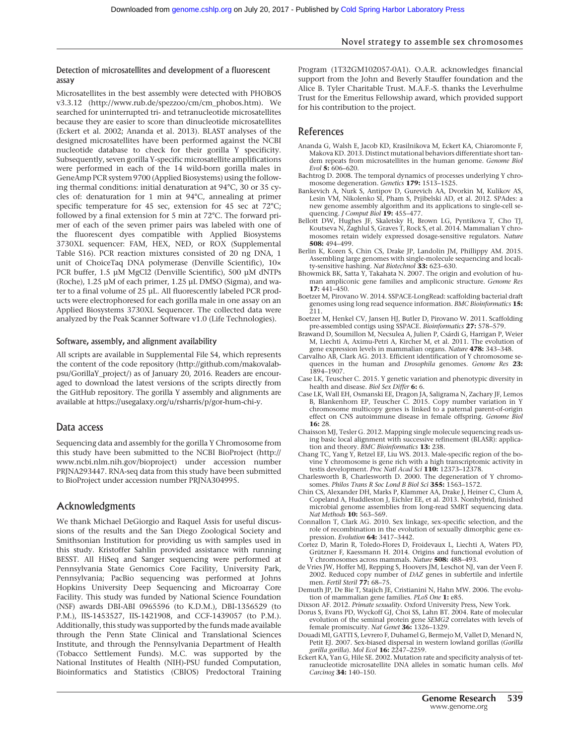### Detection of microsatellites and development of a fluorescent assay

Microsatellites in the best assembly were detected with PHOBOS v3.3.12 (http://www.rub.de/spezzoo/cm/cm_phobos.htm). We searched for uninterrupted tri- and tetranucleotide microsatellites because they are easier to score than dinucleotide microsatellites (Eckert et al. 2002; Ananda et al. 2013). BLAST analyses of the designed microsatellites have been performed against the NCBI nucleotide database to check for their gorilla Y specificity. Subsequently, seven gorilla Y-specific microsatellite amplifications were performed in each of the 14 wild-born gorilla males in GeneAmp PCR system 9700 (Applied Biosystems) using the following thermal conditions: initial denaturation at 94°C, 30 or 35 cycles of: denaturation for 1 min at 94°C, annealing at primer specific temperature for 45 sec, extension for 45 sec at 72°C; followed by a final extension for 5 min at 72°C. The forward primer of each of the seven primer pairs was labeled with one of the fluorescent dyes compatible with Applied Biosystems 3730XL sequencer: FAM, HEX, NED, or ROX (Supplemental Table S16). PCR reaction mixtures consisted of 20 ng DNA, 1 unit of ChoiceTaq DNA polymerase (Denville Scientific), 10× PCR buffer, 1.5 µM MgCl2 (Denville Scientific), 500 µM dNTPs (Roche), 1.25 µM of each primer, 1.25 µL DMSO (Sigma), and water to a final volume of 25 µL. All fluorescently labeled PCR products were electrophoresed for each gorilla male in one assay on an Applied Biosystems 3730XL Sequencer. The collected data were analyzed by the Peak Scanner Software v1.0 (Life Technologies).

### Software, assembly, and alignment availability

All scripts are available in Supplemental File S4, which represents the content of the code repository (http://github.com/makovalab-psu/GorillaY_project/) as of January 20, 2016. Readers are encouraged to download the latest versions of the scripts directly from the GitHub repository. The gorilla Y assembly and alignments are available at https://usegalaxy.org/u/rsharris/p/gor-hum-chi-y.

## Data access

Sequencing data and assembly for the gorilla Y Chromosome from this study have been submitted to the NCBI BioProject (http://www.ncbi.nlm.nih.gov/bioproject) under accession number PRJNA293447. RNA-seq data from this study have been submitted to BioProject under accession number PRJNA304995.

## Acknowledgments

We thank Michael DeGiorgio and Raquel Assis for useful discussions of the results and the San Diego Zoological Society and Smithsonian Institution for providing us with samples used in this study. Kristoffer Sahlin provided assistance with running BESST. All HiSeq and Sanger sequencing were performed at Pennsylvania State Genomics Core Facility, University Park, Pennsylvania; PacBio sequencing was performed at Johns Hopkins University Deep Sequencing and Microarray Core Facility. This study was funded by National Science Foundation (NSF) awards DBI-ABI 0965596 (to K.D.M.), DBI-1356529 (to P.M.), IIS-1453527, IIS-1421908, and CCF-1439057 (to P.M.). Additionally, this study was supported by the funds made available through the Penn State Clinical and Translational Sciences Institute, and through the Pennsylvania Department of Health (Tobacco Settlement Funds). M.C. was supported by the National Institutes of Health (NIH)-PSU funded Computation, Bioinformatics and Statistics (CBIOS) Predoctoral Training Program (1T32GM102057-0A1). O.A.R. acknowledges financial support from the John and Beverly Stauffer foundation and the Alice B. Tyler Charitable Trust. M.A.F.-S. thanks the Leverhulme Trust for the Emeritus Fellowship award, which provided support for his contribution to the project.

## References

Ananda G, Walsh E, Jacob KD, Krasilnikova M, Eckert KA, Chiaromonte F, Makova KD. 2013. Distinct mutational behaviors differentiate short tandem repeats from microsatellites in the human genome. *Genome Biol Evol* **5:** 606–620.

Bachtrog D. 2008. The temporal dynamics of processes underlying Y chromosome degeneration. *Genetics* **179:** 1513–1525.

Bankevich A, Nurk S, Antipov D, Gurevich AA, Dvorkin M, Kulikov AS, Lesin VM, Nikolenko SI, Pham S, Prjibelski AD, et al. 2012. SPAdes: a new genome assembly algorithm and its applications to single-cell sequencing. *J Comput Biol* **19:** 455–477.

Bellott DW, Hughes JF, Skaletsky H, Brown LG, Pyntikova T, Cho TJ, Koutseva N, Zaghlul S, Graves T, Rock S, et al. 2014. Mammalian Y chromosomes retain widely expressed dosage-sensitive regulators. *Nature* **508:** 494–499.

Berlin K, Koren S, Chin CS, Drake JP, Landolin JM, Phillippy AM. 2015. Assembling large genomes with single-molecule sequencing and locality-sensitive hashing. *Nat Biotechnol* **33:** 623–630.

Bhowmick BK, Satta Y, Takahata N. 2007. The origin and evolution of human ampliconic gene families and ampliconic structure. *Genome Res* **17:** 441–450.

Boetzer M, Pirovano W. 2014. SSPACE-LongRead: scaffolding bacterial draft genomes using long read sequence information. *BMC Bioinformatics* **15:** 211.

Boetzer M, Henkel CV, Jansen HJ, Butler D, Pirovano W. 2011. Scaffolding pre-assembled contigs using SSPACE. *Bioinformatics* **27:** 578–579.

Brawand D, Soumillon M, Necsulea A, Julien P, Csárdi G, Harrigan P, Weier M, Liechti A, Aximu-Petri A, Kircher M, et al. 2011. The evolution of gene expression levels in mammalian organs. *Nature* **478:** 343–348.

Carvalho AB, Clark AG. 2013. Efficient identification of Y chromosome sequences in the human and *Drosophila* genomes. *Genome Res* **23:** 1894–1907.

Case LK, Teuscher C. 2015. Y genetic variation and phenotypic diversity in health and disease. *Biol Sex Differ* **6:** 6.

Case LK, Wall EH, Osmanski EE, Dragon JA, Saligrama N, Zachary JF, Lemos B, Blankenhorn EP, Teuscher C. 2015. Copy number variation in Y chromosome multicopy genes is linked to a paternal parent-of-origin effect on CNS autoimmune disease in female offspring. *Genome Biol* **16:** 28.

Chaisson MJ, Tesler G. 2012. Mapping single molecule sequencing reads using basic local alignment with successive refinement (BLASR): application and theory. *BMC Bioinformatics* **13:** 238.

Chang TC, Yang Y, Retzel EF, Liu WS. 2013. Male-specific region of the bovine Y chromosome is gene rich with a high transcriptomic activity in testis development. *Proc Natl Acad Sci* **110:** 12373–12378.

Charlesworth B, Charlesworth D. 2000. The degeneration of Y chromosomes. *Philos Trans R Soc Lond B Biol Sci* **355:** 1563–1572.

Chin CS, Alexander DH, Marks P, Klammer AA, Drake J, Heiner C, Clum A, Copeland A, Huddleston J, Eichler EE, et al. 2013. Nonhybrid, finished microbial genome assemblies from long-read SMRT sequencing data. *Nat Methods* **10:** 563–569.

Connallon T, Clark AG. 2010. Sex linkage, sex-specific selection, and the role of recombination in the evolution of sexually dimorphic gene expression. *Evolution* **64:** 3417–3442.

Cortez D, Marin R, Toledo-Flores D, Froidevaux L, Liechti A, Waters PD, Grützner F, Kaessmann H. 2014. Origins and functional evolution of Y chromosomes across mammals. *Nature* **508:** 488–493.

de Vries JW, Hoffer MJ, Repping S, Hoovers JM, Leschot NJ, van der Veen F. 2002. Reduced copy number of *DAZ* genes in subfertile and infertile men. *Fertil Steril* **77:** 68–75.

Demuth JP, De Bie T, Stajich JE, Cristianini N, Hahn MW. 2006. The evolution of mammalian gene families. *PLoS One* **1:** e85.

Dixson AF. 2012. *Primate sexuality*. Oxford University Press, New York.

Dorus S, Evans PD, Wyckoff GJ, Choi SS, Lahn BT. 2004. Rate of molecular evolution of the seminal protein gene *SEMG2* correlates with levels of female promiscuity. *Nat Genet* **36:** 1326–1329.

Douadi MI, GATTI S, Levrero F, Duhamel G, Bermejo M, Vallet D, Menard N, Petit EJ. 2007. Sex-biased dispersal in western lowland gorillas (*Gorilla gorilla gorilla*). *Mol Ecol* **16:** 2247–2259.

Eckert KA, Yan G, Hile SE. 2002. Mutation rate and specificity analysis of tetranucleotide microsatellite DNA alleles in somatic human cells. *Mol Carcinog* **34:** 140–150.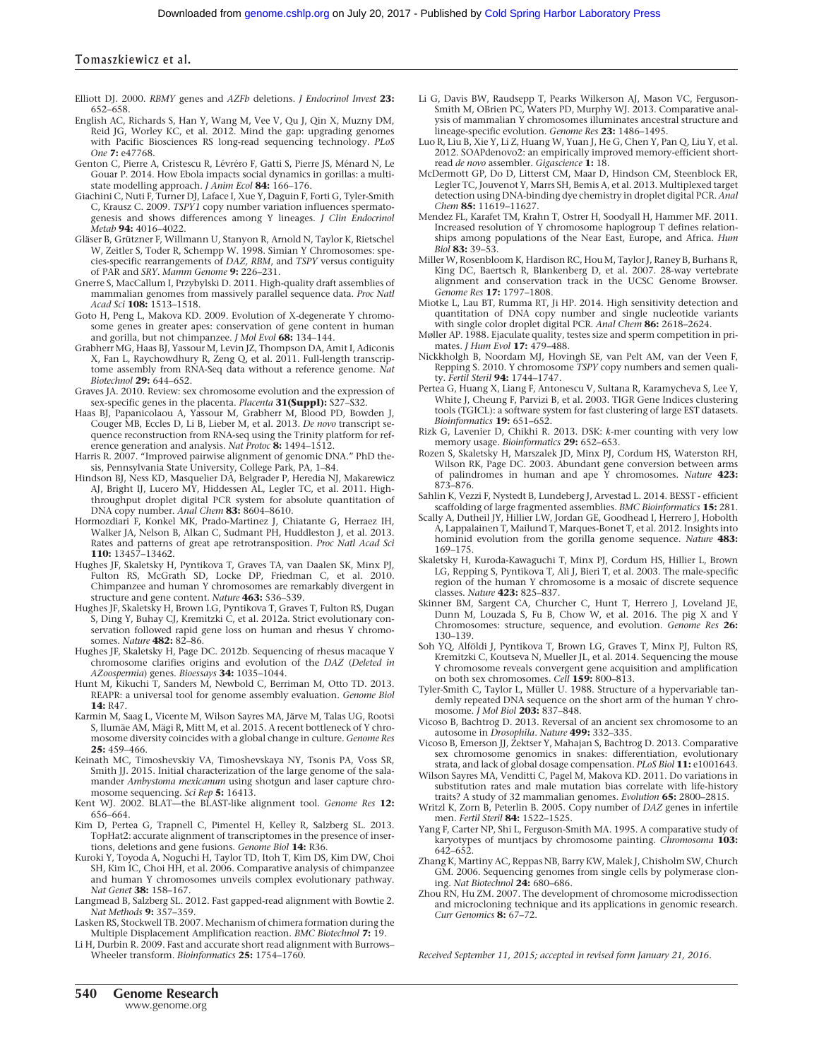Elliott DJ. 2000. *RBMY* genes and *AZFb* deletions. *J Endocrinol Invest* **23:** 652–658.

English AC, Richards S, Han Y, Wang M, Vee V, Qu J, Qin X, Muzny DM, Reid JG, Worley KC, et al. 2012. Mind the gap: upgrading genomes with Pacific Biosciences RS long-read sequencing technology. *PLoS One* **7:** e47768.

Genton C, Pierre A, Cristescu R, Lévréro F, Gatti S, Pierre JS, Ménard N, Le Gouar P. 2014. How Ebola impacts social dynamics in gorillas: a multistate modelling approach. *J Anim Ecol* **84:** 166–176.

Giachini C, Nuti F, Turner DJ, Laface I, Xue Y, Daguin F, Forti G, Tyler-Smith C, Krausz C. 2009. *TSPY1* copy number variation influences spermatogenesis and shows differences among Y lineages. *J Clin Endocrinol Metab* **94:** 4016–4022.

Gläser B, Grützner F, Willmann U, Stanyon R, Arnold N, Taylor K, Rietschel W, Zeitler S, Toder R, Schempp W. 1998. Simian Y Chromosomes: species-specific rearrangements of *DAZ*, *RBM*, and *TSPY* versus contiguity of PAR and *SRY*. *Mamm Genome* **9:** 226–231.

Gnerre S, MacCallum I, Przybylski D. 2011. High-quality draft assemblies of mammalian genomes from massively parallel sequence data. *Proc Natl Acad Sci* **108:** 1513–1518.

Goto H, Peng L, Makova KD. 2009. Evolution of X-degenerate Y chromosome genes in greater apes: conservation of gene content in human and gorilla, but not chimpanzee. *J Mol Evol* **68:** 134–144.

Grabherr MG, Haas BJ, Yassour M, Levin JZ, Thompson DA, Amit I, Adiconis X, Fan L, Raychowdhury R, Zeng Q, et al. 2011. Full-length transcriptome assembly from RNA-Seq data without a reference genome. *Nat Biotechnol* **29:** 644–652.

Graves JA. 2010. Review: sex chromosome evolution and the expression of sex-specific genes in the placenta. *Placenta* **31(Suppl):** S27–S32.

Haas BJ, Papanicolaou A, Yassour M, Grabherr M, Blood PD, Bowden J, Couger MB, Eccles D, Li B, Lieber M, et al. 2013. *De novo* transcript sequence reconstruction from RNA-seq using the Trinity platform for reference generation and analysis. *Nat Protoc* **8:** 1494–1512.

Harris R. 2007. "Improved pairwise alignment of genomic DNA." PhD thesis, Pennsylvania State University, College Park, PA, 1–84.

Hindson BJ, Ness KD, Masquelier DA, Belgrader P, Heredia NJ, Makarewicz AJ, Bright IJ, Lucero MY, Hiddessen AL, Legler TC, et al. 2011. High-throughput droplet digital PCR system for absolute quantitation of DNA copy number. *Anal Chem* **83:** 8604–8610.

Hormozdiari F, Konkel MK, Prado-Martinez J, Chiatante G, Herraez IH, Walker JA, Nelson B, Alkan C, Sudmant PH, Huddleston J, et al. 2013. Rates and patterns of great ape retrotransposition. *Proc Natl Acad Sci* **110:** 13457–13462.

Hughes JF, Skaletsky H, Pyntikova T, Graves TA, van Daalen SK, Minx PJ, Fulton RS, McGrath SD, Locke DP, Friedman C, et al. 2010. Chimpanzee and human Y chromosomes are remarkably divergent in structure and gene content. *Nature* **463:** 536–539.

Hughes JF, Skaletsky H, Brown LG, Pyntikova T, Graves T, Fulton RS, Dugan S, Ding Y, Buhay CJ, Kremitzki C, et al. 2012a. Strict evolutionary conservation followed rapid gene loss on human and rhesus Y chromosomes. *Nature* **482:** 82–86.

Hughes JF, Skaletsky H, Page DC. 2012b. Sequencing of rhesus macaque Y chromosome clarifies origins and evolution of the *DAZ* (*Deleted in AZoospermia*) genes. *Bioessays* **34:** 1035–1044.

Hunt M, Kikuchi T, Sanders M, Newbold C, Berriman M, Otto TD. 2013. REAPR: a universal tool for genome assembly evaluation. *Genome Biol* **14:** R47.

Karmin M, Saag L, Vicente M, Wilson Sayres MA, Järve M, Talas UG, Rootsi S, Ilumäe AM, Mägi R, Mitt M, et al. 2015. A recent bottleneck of Y chromosome diversity coincides with a global change in culture. *Genome Res* **25:** 459–466.

Keinath MC, Timoshevskiy VA, Timoshevskaya NY, Tsonis PA, Voss SR, Smith JJ. 2015. Initial characterization of the large genome of the salamander *Ambystoma mexicanum* using shotgun and laser capture chromosome sequencing. *Sci Rep* **5:** 16413.

Kent WJ. 2002. BLAT—the BLAST-like alignment tool. *Genome Res* **12:** 656–664.

Kim D, Pertea G, Trapnell C, Pimentel H, Kelley R, Salzberg SL. 2013. TopHat2: accurate alignment of transcriptomes in the presence of insertions, deletions and gene fusions. *Genome Biol* **14:** R36.

Kuroki Y, Toyoda A, Noguchi H, Taylor TD, Itoh T, Kim DS, Kim DW, Choi SH, Kim IC, Choi HH, et al. 2006. Comparative analysis of chimpanzee and human Y chromosomes unveils complex evolutionary pathway. *Nat Genet* **38:** 158–167.

Langmead B, Salzberg SL. 2012. Fast gapped-read alignment with Bowtie 2. *Nat Methods* **9:** 357–359.

Lasken RS, Stockwell TB. 2007. Mechanism of chimera formation during the Multiple Displacement Amplification reaction. *BMC Biotechnol* **7:** 19.

Li H, Durbin R. 2009. Fast and accurate short read alignment with Burrows–Wheeler transform. *Bioinformatics* **25:** 1754–1760.

Li G, Davis BW, Raudsepp T, Pearks Wilkerson AJ, Mason VC, Ferguson-Smith M, OBrien PC, Waters PD, Murphy WJ. 2013. Comparative analysis of mammalian Y chromosomes illuminates ancestral structure and lineage-specific evolution. *Genome Res* **23:** 1486–1495.

Luo R, Liu B, Xie Y, Li Z, Huang W, Yuan J, He G, Chen Y, Pan Q, Liu Y, et al. 2012. SOAPdenovo2: an empirically improved memory-efficient short-read *de novo* assembler. *Gigascience* **1:** 18.

McDermott GP, Do D, Litterst CM, Maar D, Hindson CM, Steenblock ER, Legler TC, Jouvenot Y, Marrs SH, Bemis A, et al. 2013. Multiplexed target detection using DNA-binding dye chemistry in droplet digital PCR. *Anal Chem* **85:** 11619–11627.

Mendez FL, Karafet TM, Krahn T, Ostrer H, Soodyall H, Hammer MF. 2011. Increased resolution of Y chromosome haplogroup T defines relationships among populations of the Near East, Europe, and Africa. *Hum Biol* **83:** 39–53.

Miller W, Rosenbloom K, Hardison RC, Hou M, Taylor J, Raney B, Burhans R, King DC, Baertsch R, Blankenberg D, et al. 2007. 28-way vertebrate alignment and conservation track in the UCSC Genome Browser. *Genome Res* **17:** 1797–1808.

Miotke L, Lau BT, Rumma RT, Ji HP. 2014. High sensitivity detection and quantitation of DNA copy number and single nucleotide variants with single color droplet digital PCR. *Anal Chem* **86:** 2618–2624.

Møller AP. 1988. Ejaculate quality, testes size and sperm competition in primates. *J Hum Evol* **17:** 479–488.

Nickkholgh B, Noordam MJ, Hovingh SE, van Pelt AM, van der Veen F, Repping S. 2010. Y chromosome *TSPY* copy numbers and semen quality. *Fertil Steril* **94:** 1744–1747.

Pertea G, Huang X, Liang F, Antonescu V, Sultana R, Karamycheva S, Lee Y, White J, Cheung F, Parvizi B, et al. 2003. TIGR Gene Indices clustering tools (TGICL): a software system for fast clustering of large EST datasets. *Bioinformatics* **19:** 651–652.

Rizk G, Lavenier D, Chikhi R. 2013. DSK: *k*-mer counting with very low memory usage. *Bioinformatics* **29:** 652–653.

Rozen S, Skaletsky H, Marszalek JD, Minx PJ, Cordum HS, Waterston RH, Wilson RK, Page DC. 2003. Abundant gene conversion between arms of palindromes in human and ape Y chromosomes. *Nature* **423:** 873–876.

Sahlin K, Vezzi F, Nystedt B, Lundeberg J, Arvestad L. 2014. BESST - efficient scaffolding of large fragmented assemblies. *BMC Bioinformatics* **15:** 281.

Scally A, Dutheil JY, Hillier LW, Jordan GE, Goodhead I, Herrero J, Hobolth A, Lappalainen T, Mailund T, Marques-Bonet T, et al. 2012. Insights into hominid evolution from the gorilla genome sequence. *Nature* **483:** 169–175.

Skaletsky H, Kuroda-Kawaguchi T, Minx PJ, Cordum HS, Hillier L, Brown LG, Repping S, Pyntikova T, Ali J, Bieri T, et al. 2003. The male-specific region of the human Y chromosome is a mosaic of discrete sequence classes. *Nature* **423:** 825–837.

Skinner BM, Sargent CA, Churcher C, Hunt T, Herrero J, Loveland JE, Dunn M, Louzada S, Fu B, Chow W, et al. 2016. The pig X and Y Chromosomes: structure, sequence, and evolution. *Genome Res* **26:** 130–139.

Soh YQ, Alföldi J, Pyntikova T, Brown LG, Graves T, Minx PJ, Fulton RS, Kremitzki C, Koutseva N, Mueller JL, et al. 2014. Sequencing the mouse Y chromosome reveals convergent gene acquisition and amplification on both sex chromosomes. *Cell* **159:** 800–813.

Tyler-Smith C, Taylor L, Müller U. 1988. Structure of a hypervariable tandemly repeated DNA sequence on the short arm of the human Y chromosome. *J Mol Biol* **203:** 837–848.

Vicoso B, Bachtrog D. 2013. Reversal of an ancient sex chromosome to an autosome in *Drosophila*. *Nature* **499:** 332–335.

Vicoso B, Emerson JJ, Zektser Y, Mahajan S, Bachtrog D. 2013. Comparative sex chromosome genomics in snakes: differentiation, evolutionary strata, and lack of global dosage compensation. *PLoS Biol* **11:** e1001643.

Wilson Sayres MA, Venditti C, Pagel M, Makova KD. 2011. Do variations in substitution rates and male mutation bias correlate with life-history traits? A study of 32 mammalian genomes. *Evolution* **65:** 2800–2815.

Writzl K, Zorn B, Peterlin B. 2005. Copy number of *DAZ* genes in infertile men. *Fertil Steril* **84:** 1522–1525.

Yang F, Carter NP, Shi L, Ferguson-Smith MA. 1995. A comparative study of karyotypes of muntjacs by chromosome painting. *Chromosoma* **103:** 642–652.

Zhang K, Martiny AC, Reppas NB, Barry KW, Malek J, Chisholm SW, Church GM. 2006. Sequencing genomes from single cells by polymerase cloning. *Nat Biotechnol* **24:** 680–686.

Zhou RN, Hu ZM. 2007. The development of chromosome microdissection and microcloning technique and its applications in genomic research. *Curr Genomics* **8:** 67–72.

*Received September 11, 2015; accepted in revised form January 21, 2016.*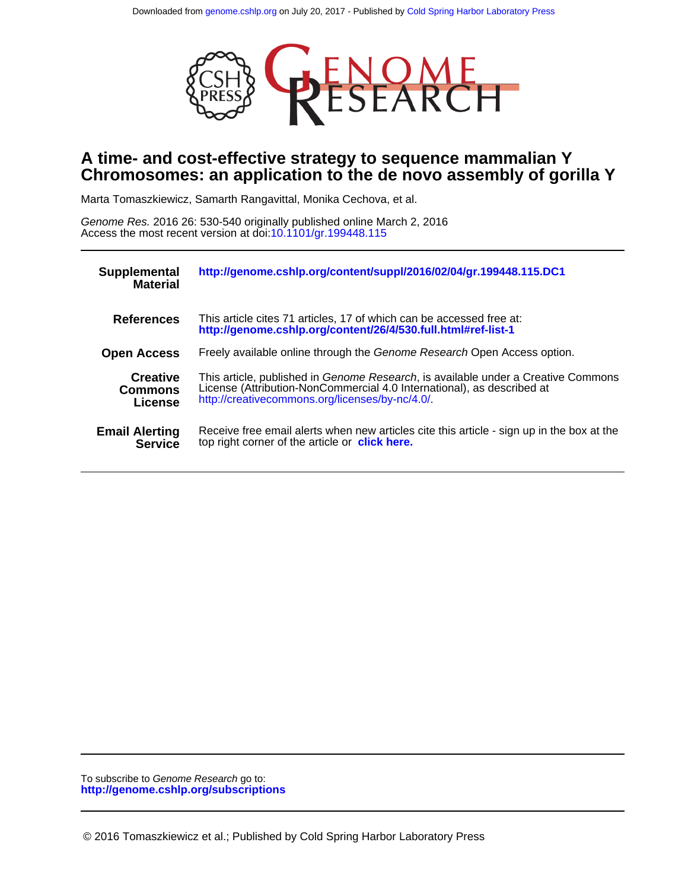Downloaded from genome.cshlp.org on July 20, 2017 - Published by Cold Spring Harbor Laboratory Press

# A time- and cost-effective strategy to sequence mammalian Y Chromosomes: an application to the de novo assembly of gorilla Y

Marta Tomaszkiewicz, Samarth Rangavittal, Monika Cechova, et al.

*Genome Res.* 2016 26: 530-540 originally published online March 2, 2016
Access the most recent version at doi:10.1101/gr.199448.115

| | |
|---|---|
| **Supplemental Material** | **http://genome.cshlp.org/content/suppl/2016/02/04/gr.199448.115.DC1** |
| **References** | This article cites 71 articles, 17 of which can be accessed free at: **http://genome.cshlp.org/content/26/4/530.full.html#ref-list-1** |
| **Open Access** | Freely available online through the *Genome Research* Open Access option. |
| **Creative Commons License** | This article, published in *Genome Research*, is available under a Creative Commons License (Attribution-NonCommercial 4.0 International), as described at http://creativecommons.org/licenses/by-nc/4.0/. |
| **Email Alerting Service** | Receive free email alerts when new articles cite this article - sign up in the box at the top right corner of the article or **click here.** |

To subscribe to *Genome Research* go to:
**http://genome.cshlp.org/subscriptions**

© 2016 Tomaszkiewicz et al.; Published by Cold Spring Harbor Laboratory Press